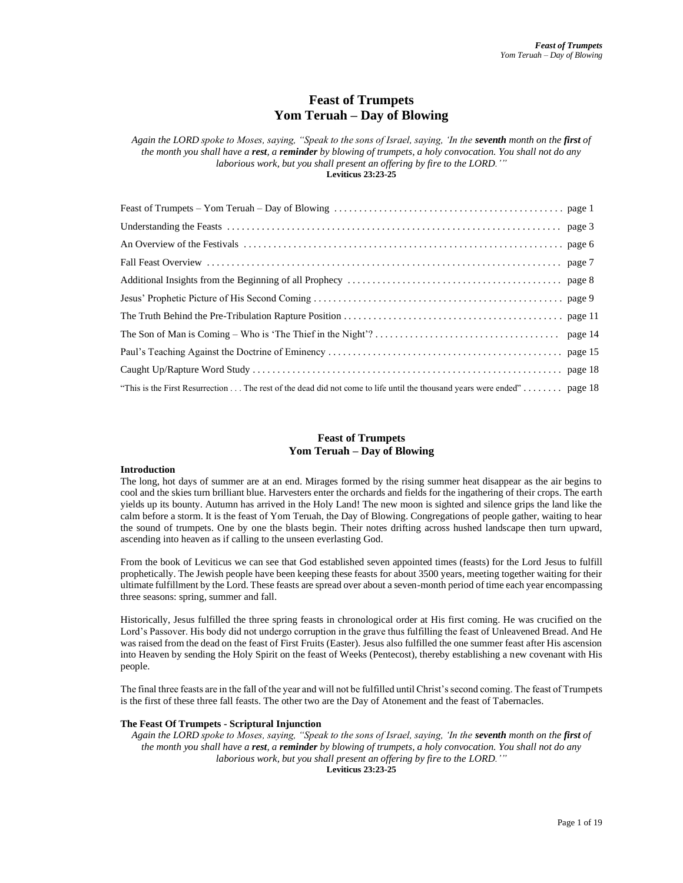# Feast of Trumpets
# Yom Teruah – Day of Blowing

*Again the LORD spoke to Moses, saying, "Speak to the sons of Israel, saying, 'In the **seventh** month on the **first** of the month you shall have a **rest**, a **reminder** by blowing of trumpets, a holy convocation. You shall not do any laborious work, but you shall present an offering by fire to the LORD.'"*
**Leviticus 23:23-25**

| | |
|---|---|
| Feast of Trumpets – Yom Teruah – Day of Blowing | page 1 |
| Understanding the Feasts | page 3 |
| An Overview of the Festivals | page 6 |
| Fall Feast Overview | page 7 |
| Additional Insights from the Beginning of all Prophecy | page 8 |
| Jesus' Prophetic Picture of His Second Coming | page 9 |
| The Truth Behind the Pre-Tribulation Rapture Position | page 11 |
| The Son of Man is Coming – Who is 'The Thief in the Night'? | page 14 |
| Paul's Teaching Against the Doctrine of Eminency | page 15 |
| Caught Up/Rapture Word Study | page 18 |
| "This is the First Resurrection . . . The rest of the dead did not come to life until the thousand years were ended" | page 18 |

## Feast of Trumpets
## Yom Teruah – Day of Blowing

### Introduction

The long, hot days of summer are at an end. Mirages formed by the rising summer heat disappear as the air begins to cool and the skies turn brilliant blue. Harvesters enter the orchards and fields for the ingathering of their crops. The earth yields up its bounty. Autumn has arrived in the Holy Land! The new moon is sighted and silence grips the land like the calm before a storm. It is the feast of Yom Teruah, the Day of Blowing. Congregations of people gather, waiting to hear the sound of trumpets. One by one the blasts begin. Their notes drifting across hushed landscape then turn upward, ascending into heaven as if calling to the unseen everlasting God.

From the book of Leviticus we can see that God established seven appointed times (feasts) for the Lord Jesus to fulfill prophetically. The Jewish people have been keeping these feasts for about 3500 years, meeting together waiting for their ultimate fulfillment by the Lord. These feasts are spread over about a seven-month period of time each year encompassing three seasons: spring, summer and fall.

Historically, Jesus fulfilled the three spring feasts in chronological order at His first coming. He was crucified on the Lord's Passover. His body did not undergo corruption in the grave thus fulfilling the feast of Unleavened Bread. And He was raised from the dead on the feast of First Fruits (Easter). Jesus also fulfilled the one summer feast after His ascension into Heaven by sending the Holy Spirit on the feast of Weeks (Pentecost), thereby establishing a new covenant with His people.

The final three feasts are in the fall of the year and will not be fulfilled until Christ's second coming. The feast of Trumpets is the first of these three fall feasts. The other two are the Day of Atonement and the feast of Tabernacles.

### The Feast Of Trumpets - Scriptural Injunction

*Again the LORD spoke to Moses, saying, "Speak to the sons of Israel, saying, 'In the **seventh** month on the **first** of the month you shall have a **rest**, a **reminder** by blowing of trumpets, a holy convocation. You shall not do any laborious work, but you shall present an offering by fire to the LORD.'"*
**Leviticus 23:23-25**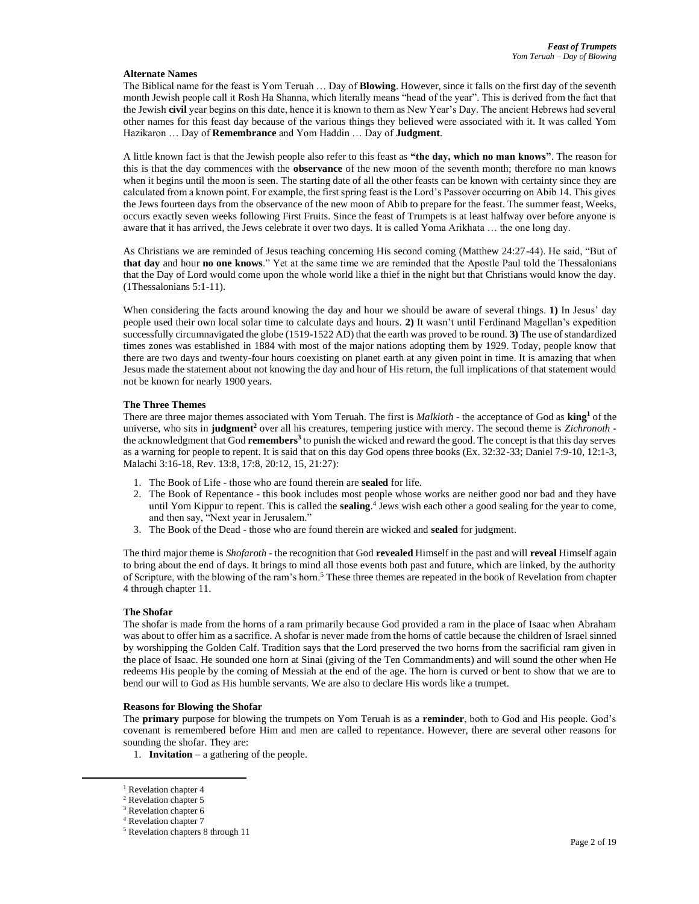### Alternate Names

The Biblical name for the feast is Yom Teruah … Day of **Blowing**. However, since it falls on the first day of the seventh month Jewish people call it Rosh Ha Shanna, which literally means "head of the year". This is derived from the fact that the Jewish **civil** year begins on this date, hence it is known to them as New Year's Day. The ancient Hebrews had several other names for this feast day because of the various things they believed were associated with it. It was called Yom Hazikaron … Day of **Remembrance** and Yom Haddin … Day of **Judgment**.

A little known fact is that the Jewish people also refer to this feast as **"the day, which no man knows"**. The reason for this is that the day commences with the **observance** of the new moon of the seventh month; therefore no man knows when it begins until the moon is seen. The starting date of all the other feasts can be known with certainty since they are calculated from a known point. For example, the first spring feast is the Lord's Passover occurring on Abib 14. This gives the Jews fourteen days from the observance of the new moon of Abib to prepare for the feast. The summer feast, Weeks, occurs exactly seven weeks following First Fruits. Since the feast of Trumpets is at least halfway over before anyone is aware that it has arrived, the Jews celebrate it over two days. It is called Yoma Arikhata … the one long day.

As Christians we are reminded of Jesus teaching concerning His second coming (Matthew 24:27-44). He said, "But of **that day** and hour **no one knows**." Yet at the same time we are reminded that the Apostle Paul told the Thessalonians that the Day of Lord would come upon the whole world like a thief in the night but that Christians would know the day. (1Thessalonians 5:1-11).

When considering the facts around knowing the day and hour we should be aware of several things. **1)** In Jesus' day people used their own local solar time to calculate days and hours. **2)** It wasn't until Ferdinand Magellan's expedition successfully circumnavigated the globe (1519-1522 AD) that the earth was proved to be round. **3)** The use of standardized times zones was established in 1884 with most of the major nations adopting them by 1929. Today, people know that there are two days and twenty-four hours coexisting on planet earth at any given point in time. It is amazing that when Jesus made the statement about not knowing the day and hour of His return, the full implications of that statement would not be known for nearly 1900 years.

### The Three Themes

There are three major themes associated with Yom Teruah. The first is *Malkioth* - the acceptance of God as **king**[1] of the universe, who sits in **judgment**[2] over all his creatures, tempering justice with mercy. The second theme is *Zichronoth* - the acknowledgment that God **remembers**[3] to punish the wicked and reward the good. The concept is that this day serves as a warning for people to repent. It is said that on this day God opens three books (Ex. 32:32-33; Daniel 7:9-10, 12:1-3, Malachi 3:16-18, Rev. 13:8, 17:8, 20:12, 15, 21:27):

1. The Book of Life - those who are found therein are **sealed** for life.
2. The Book of Repentance - this book includes most people whose works are neither good nor bad and they have until Yom Kippur to repent. This is called the **sealing**.[4] Jews wish each other a good sealing for the year to come, and then say, "Next year in Jerusalem."
3. The Book of the Dead - those who are found therein are wicked and **sealed** for judgment.

The third major theme is *Shofaroth* - the recognition that God **revealed** Himself in the past and will **reveal** Himself again to bring about the end of days. It brings to mind all those events both past and future, which are linked, by the authority of Scripture, with the blowing of the ram's horn.[5] These three themes are repeated in the book of Revelation from chapter 4 through chapter 11.

### The Shofar

The shofar is made from the horns of a ram primarily because God provided a ram in the place of Isaac when Abraham was about to offer him as a sacrifice. A shofar is never made from the horns of cattle because the children of Israel sinned by worshipping the Golden Calf. Tradition says that the Lord preserved the two horns from the sacrificial ram given in the place of Isaac. He sounded one horn at Sinai (giving of the Ten Commandments) and will sound the other when He redeems His people by the coming of Messiah at the end of the age. The horn is curved or bent to show that we are to bend our will to God as His humble servants. We are also to declare His words like a trumpet.

### Reasons for Blowing the Shofar

The **primary** purpose for blowing the trumpets on Yom Teruah is as a **reminder**, both to God and His people. God's covenant is remembered before Him and men are called to repentance. However, there are several other reasons for sounding the shofar. They are:

1. **Invitation** – a gathering of the people.

---

[1] Revelation chapter 4
[2] Revelation chapter 5
[3] Revelation chapter 6
[4] Revelation chapter 7
[5] Revelation chapters 8 through 11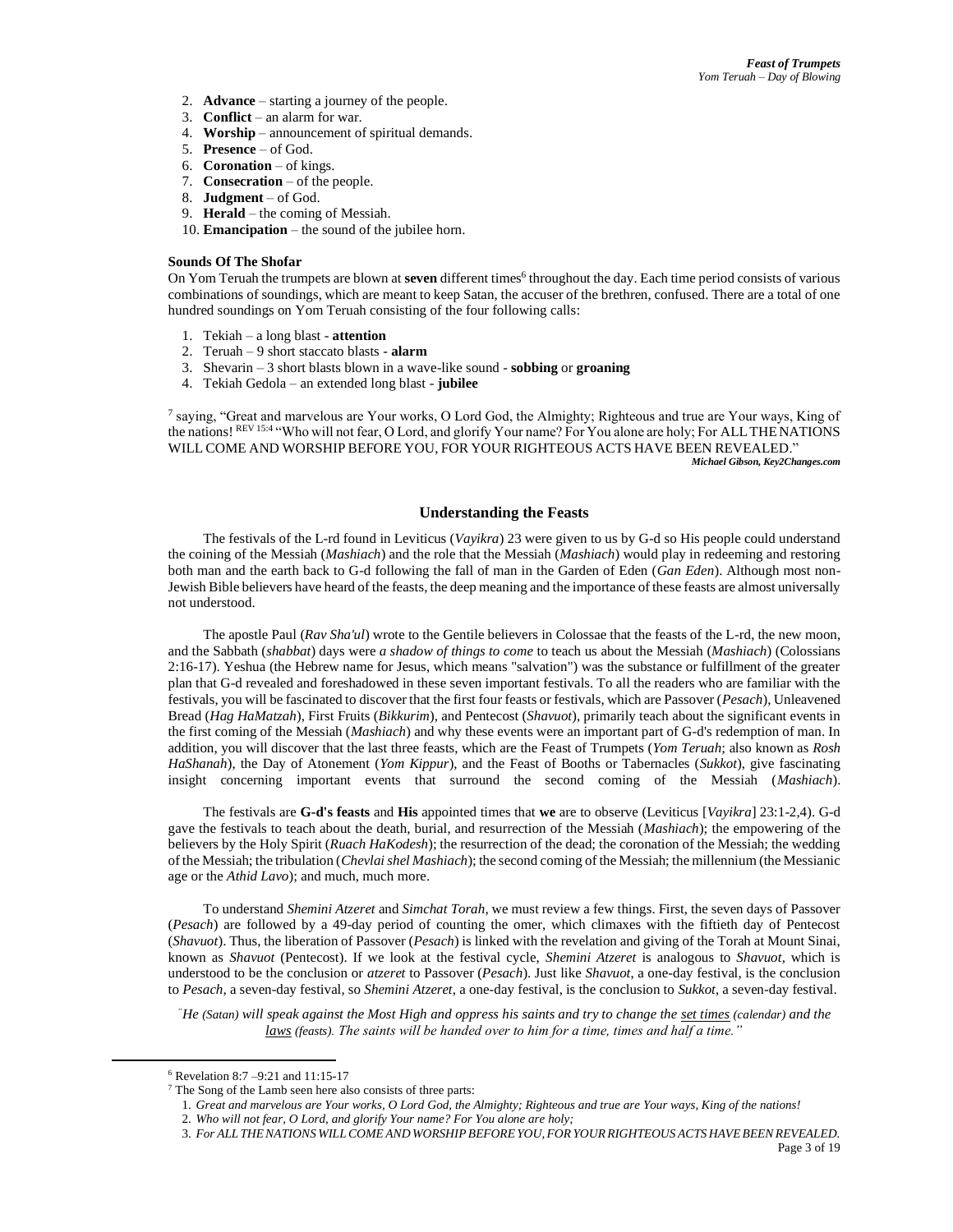2. **Advance** – starting a journey of the people.
3. **Conflict** – an alarm for war.
4. **Worship** – announcement of spiritual demands.
5. **Presence** – of God.
6. **Coronation** – of kings.
7. **Consecration** – of the people.
8. **Judgment** – of God.
9. **Herald** – the coming of Messiah.
10. **Emancipation** – the sound of the jubilee horn.

**Sounds Of The Shofar**

On Yom Teruah the trumpets are blown at **seven** different times[6] throughout the day. Each time period consists of various combinations of soundings, which are meant to keep Satan, the accuser of the brethren, confused. There are a total of one hundred soundings on Yom Teruah consisting of the four following calls:

1. Tekiah – a long blast - **attention**
2. Teruah – 9 short staccato blasts - **alarm**
3. Shevarin – 3 short blasts blown in a wave-like sound - **sobbing** or **groaning**
4. Tekiah Gedola – an extended long blast - **jubilee**

[7] saying, "Great and marvelous are Your works, O Lord God, the Almighty; Righteous and true are Your ways, King of the nations! REV 15:4 "Who will not fear, O Lord, and glorify Your name? For You alone are holy; For ALL THE NATIONS WILL COME AND WORSHIP BEFORE YOU, FOR YOUR RIGHTEOUS ACTS HAVE BEEN REVEALED."

***Michael Gibson, Key2Changes.com***

## Understanding the Feasts

The festivals of the L-rd found in Leviticus (*Vayikra*) 23 were given to us by G-d so His people could understand the coining of the Messiah (*Mashiach*) and the role that the Messiah (*Mashiach*) would play in redeeming and restoring both man and the earth back to G-d following the fall of man in the Garden of Eden (*Gan Eden*). Although most non-Jewish Bible believers have heard of the feasts, the deep meaning and the importance of these feasts are almost universally not understood.

The apostle Paul (*Rav Sha'ul*) wrote to the Gentile believers in Colossae that the feasts of the L-rd, the new moon, and the Sabbath (*shabbat*) days were *a shadow of things to come* to teach us about the Messiah (*Mashiach*) (Colossians 2:16-17). Yeshua (the Hebrew name for Jesus, which means "salvation") was the substance or fulfillment of the greater plan that G-d revealed and foreshadowed in these seven important festivals. To all the readers who are familiar with the festivals, you will be fascinated to discover that the first four feasts or festivals, which are Passover (*Pesach*), Unleavened Bread (*Hag HaMatzah*), First Fruits (*Bikkurim*), and Pentecost (*Shavuot*), primarily teach about the significant events in the first coming of the Messiah (*Mashiach*) and why these events were an important part of G-d's redemption of man. In addition, you will discover that the last three feasts, which are the Feast of Trumpets (*Yom Teruah*; also known as *Rosh HaShanah*), the Day of Atonement (*Yom Kippur*), and the Feast of Booths or Tabernacles (*Sukkot*), give fascinating insight concerning important events that surround the second coming of the Messiah (*Mashiach*).

The festivals are **G-d's feasts** and **His** appointed times that **we** are to observe (Leviticus [*Vayikra*] 23:1-2,4). G-d gave the festivals to teach about the death, burial, and resurrection of the Messiah (*Mashiach*); the empowering of the believers by the Holy Spirit (*Ruach HaKodesh*); the resurrection of the dead; the coronation of the Messiah; the wedding of the Messiah; the tribulation (*Chevlai shel Mashiach*); the second coming of the Messiah; the millennium (the Messianic age or the *Athid Lavo*); and much, much more.

To understand *Shemini Atzeret* and *Simchat Torah*, we must review a few things. First, the seven days of Passover (*Pesach*) are followed by a 49-day period of counting the omer, which climaxes with the fiftieth day of Pentecost (*Shavuot*). Thus, the liberation of Passover (*Pesach*) is linked with the revelation and giving of the Torah at Mount Sinai, known as *Shavuot* (Pentecost). If we look at the festival cycle, *Shemini Atzeret* is analogous to *Shavuot*, which is understood to be the conclusion or *atzeret* to Passover (*Pesach*). Just like *Shavuot*, a one-day festival, is the conclusion to *Pesach*, a seven-day festival, so *Shemini Atzeret*, a one-day festival, is the conclusion to *Sukkot*, a seven-day festival.

*"He (Satan) will speak against the Most High and oppress his saints and try to change the <u>set times</u> (calendar) and the <u>laws</u> (feasts). The saints will be handed over to him for a time, times and half a time."*

---

[6] Revelation 8:7 –9:21 and 11:15-17

[7] The Song of the Lamb seen here also consists of three parts:

1. *Great and marvelous are Your works, O Lord God, the Almighty; Righteous and true are Your ways, King of the nations!*
2. *Who will not fear, O Lord, and glorify Your name? For You alone are holy;*
3. *For ALL THE NATIONS WILL COME AND WORSHIP BEFORE YOU, FOR YOUR RIGHTEOUS ACTS HAVE BEEN REVEALED.*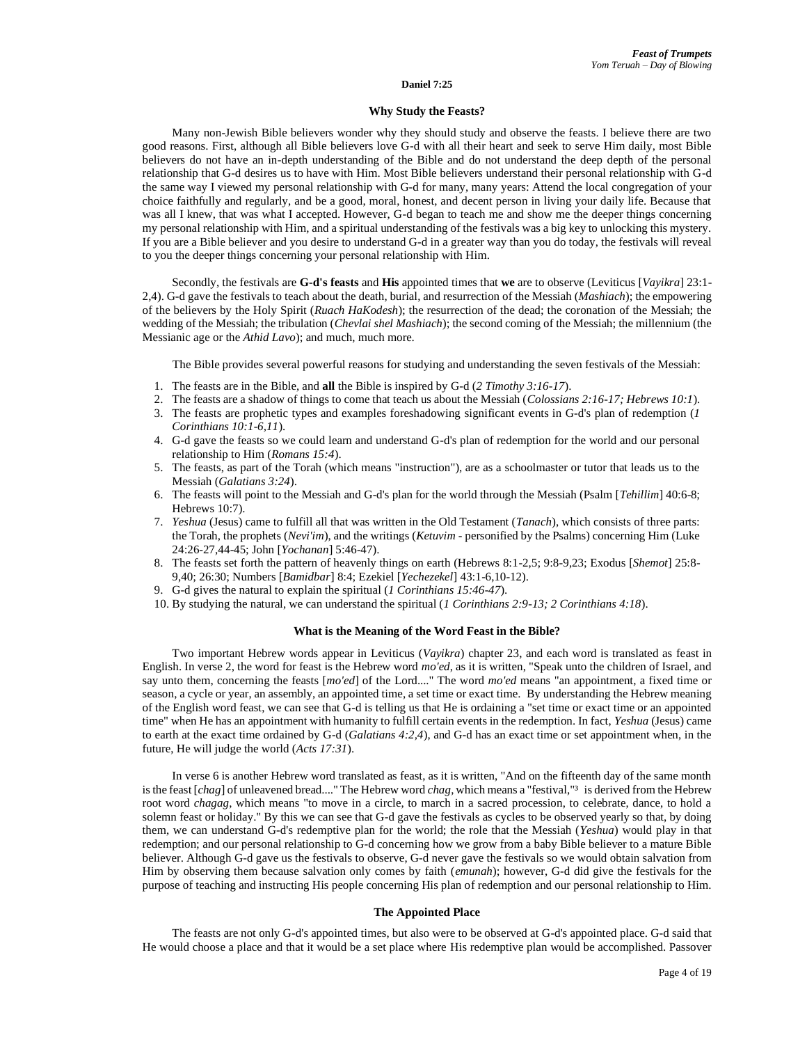**Daniel 7:25**

### Why Study the Feasts?

Many non-Jewish Bible believers wonder why they should study and observe the feasts. I believe there are two good reasons. First, although all Bible believers love G-d with all their heart and seek to serve Him daily, most Bible believers do not have an in-depth understanding of the Bible and do not understand the deep depth of the personal relationship that G-d desires us to have with Him. Most Bible believers understand their personal relationship with G-d the same way I viewed my personal relationship with G-d for many, many years: Attend the local congregation of your choice faithfully and regularly, and be a good, moral, honest, and decent person in living your daily life. Because that was all I knew, that was what I accepted. However, G-d began to teach me and show me the deeper things concerning my personal relationship with Him, and a spiritual understanding of the festivals was a big key to unlocking this mystery. If you are a Bible believer and you desire to understand G-d in a greater way than you do today, the festivals will reveal to you the deeper things concerning your personal relationship with Him.

Secondly, the festivals are **G-d's feasts** and **His** appointed times that **we** are to observe (Leviticus [*Vayikra*] 23:1-2,4). G-d gave the festivals to teach about the death, burial, and resurrection of the Messiah (*Mashiach*); the empowering of the believers by the Holy Spirit (*Ruach HaKodesh*); the resurrection of the dead; the coronation of the Messiah; the wedding of the Messiah; the tribulation (*Chevlai shel Mashiach*); the second coming of the Messiah; the millennium (the Messianic age or the *Athid Lavo*); and much, much more.

The Bible provides several powerful reasons for studying and understanding the seven festivals of the Messiah:

1. The feasts are in the Bible, and **all** the Bible is inspired by G-d (*2 Timothy 3:16-17*).
2. The feasts are a shadow of things to come that teach us about the Messiah (*Colossians 2:16-17; Hebrews 10:1*).
3. The feasts are prophetic types and examples foreshadowing significant events in G-d's plan of redemption (*1 Corinthians 10:1-6,11*).
4. G-d gave the feasts so we could learn and understand G-d's plan of redemption for the world and our personal relationship to Him (*Romans 15:4*).
5. The feasts, as part of the Torah (which means "instruction"), are as a schoolmaster or tutor that leads us to the Messiah (*Galatians 3:24*).
6. The feasts will point to the Messiah and G-d's plan for the world through the Messiah (Psalm [*Tehillim*] 40:6-8; Hebrews 10:7).
7. *Yeshua* (Jesus) came to fulfill all that was written in the Old Testament (*Tanach*), which consists of three parts: the Torah, the prophets (*Nevi'im*), and the writings (*Ketuvim* - personified by the Psalms) concerning Him (Luke 24:26-27,44-45; John [*Yochanan*] 5:46-47).
8. The feasts set forth the pattern of heavenly things on earth (Hebrews 8:1-2,5; 9:8-9,23; Exodus [*Shemot*] 25:8-9,40; 26:30; Numbers [*Bamidbar*] 8:4; Ezekiel [*Yechezekel*] 43:1-6,10-12).
9. G-d gives the natural to explain the spiritual (*1 Corinthians 15:46-47*).
10. By studying the natural, we can understand the spiritual (*1 Corinthians 2:9-13; 2 Corinthians 4:18*).

### What is the Meaning of the Word Feast in the Bible?

Two important Hebrew words appear in Leviticus (*Vayikra*) chapter 23, and each word is translated as feast in English. In verse 2, the word for feast is the Hebrew word *mo'ed*, as it is written, "Speak unto the children of Israel, and say unto them, concerning the feasts [*mo'ed*] of the Lord...." The word *mo'ed* means "an appointment, a fixed time or season, a cycle or year, an assembly, an appointed time, a set time or exact time. By understanding the Hebrew meaning of the English word feast, we can see that G-d is telling us that He is ordaining a "set time or exact time or an appointed time" when He has an appointment with humanity to fulfill certain events in the redemption. In fact, *Yeshua* (Jesus) came to earth at the exact time ordained by G-d (*Galatians 4:2,4*), and G-d has an exact time or set appointment when, in the future, He will judge the world (*Acts 17:31*).

In verse 6 is another Hebrew word translated as feast, as it is written, "And on the fifteenth day of the same month is the feast [*chag*] of unleavened bread...." The Hebrew word *chag*, which means a "festival,"[3] is derived from the Hebrew root word *chagag*, which means "to move in a circle, to march in a sacred procession, to celebrate, dance, to hold a solemn feast or holiday." By this we can see that G-d gave the festivals as cycles to be observed yearly so that, by doing them, we can understand G-d's redemptive plan for the world; the role that the Messiah (*Yeshua*) would play in that redemption; and our personal relationship to G-d concerning how we grow from a baby Bible believer to a mature Bible believer. Although G-d gave us the festivals to observe, G-d never gave the festivals so we would obtain salvation from Him by observing them because salvation only comes by faith (*emunah*); however, G-d did give the festivals for the purpose of teaching and instructing His people concerning His plan of redemption and our personal relationship to Him.

### The Appointed Place

The feasts are not only G-d's appointed times, but also were to be observed at G-d's appointed place. G-d said that He would choose a place and that it would be a set place where His redemptive plan would be accomplished. Passover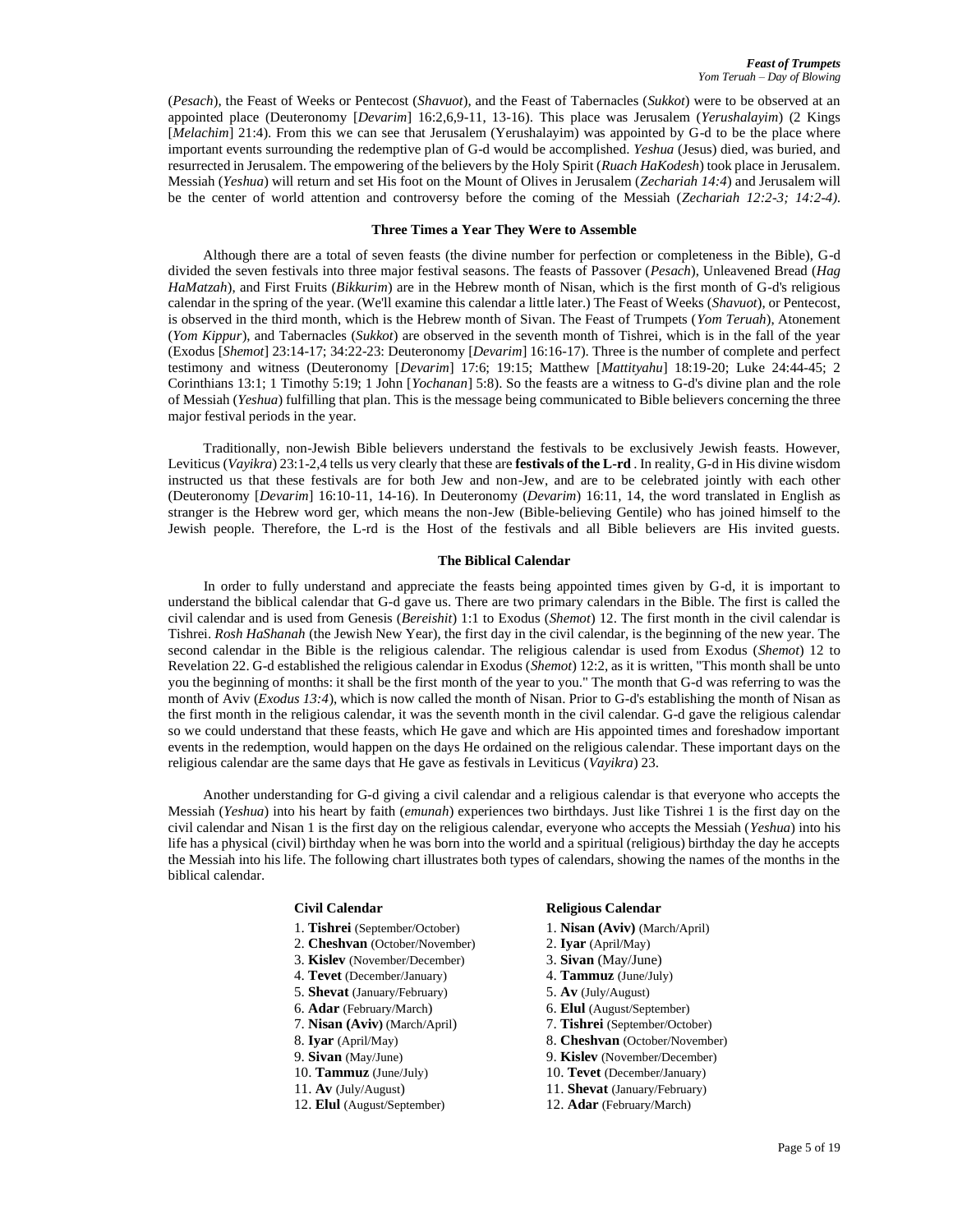(*Pesach*), the Feast of Weeks or Pentecost (*Shavuot*), and the Feast of Tabernacles (*Sukkot*) were to be observed at an appointed place (Deuteronomy [*Devarim*] 16:2,6,9-11, 13-16). This place was Jerusalem (*Yerushalayim*) (2 Kings [*Melachim*] 21:4). From this we can see that Jerusalem (Yerushalayim) was appointed by G-d to be the place where important events surrounding the redemptive plan of G-d would be accomplished. *Yeshua* (Jesus) died, was buried, and resurrected in Jerusalem. The empowering of the believers by the Holy Spirit (*Ruach HaKodesh*) took place in Jerusalem. Messiah (*Yeshua*) will return and set His foot on the Mount of Olives in Jerusalem (*Zechariah 14:4*) and Jerusalem will be the center of world attention and controversy before the coming of the Messiah (*Zechariah 12:2-3; 14:2-4).*

### Three Times a Year They Were to Assemble

Although there are a total of seven feasts (the divine number for perfection or completeness in the Bible), G-d divided the seven festivals into three major festival seasons. The feasts of Passover (*Pesach*), Unleavened Bread (*Hag HaMatzah*), and First Fruits (*Bikkurim*) are in the Hebrew month of Nisan, which is the first month of G-d's religious calendar in the spring of the year. (We'll examine this calendar a little later.) The Feast of Weeks (*Shavuot*), or Pentecost, is observed in the third month, which is the Hebrew month of Sivan. The Feast of Trumpets (*Yom Teruah*), Atonement (*Yom Kippur*), and Tabernacles (*Sukkot*) are observed in the seventh month of Tishrei, which is in the fall of the year (Exodus [*Shemot*] 23:14-17; 34:22-23: Deuteronomy [*Devarim*] 16:16-17). Three is the number of complete and perfect testimony and witness (Deuteronomy [*Devarim*] 17:6; 19:15; Matthew [*Mattityahu*] 18:19-20; Luke 24:44-45; 2 Corinthians 13:1; 1 Timothy 5:19; 1 John [*Yochanan*] 5:8). So the feasts are a witness to G-d's divine plan and the role of Messiah (*Yeshua*) fulfilling that plan. This is the message being communicated to Bible believers concerning the three major festival periods in the year.

Traditionally, non-Jewish Bible believers understand the festivals to be exclusively Jewish feasts. However, Leviticus (*Vayikra*) 23:1-2,4 tells us very clearly that these are **festivals of the L-rd** . In reality, G-d in His divine wisdom instructed us that these festivals are for both Jew and non-Jew, and are to be celebrated jointly with each other (Deuteronomy [*Devarim*] 16:10-11, 14-16). In Deuteronomy (*Devarim*) 16:11, 14, the word translated in English as stranger is the Hebrew word ger, which means the non-Jew (Bible-believing Gentile) who has joined himself to the Jewish people. Therefore, the L-rd is the Host of the festivals and all Bible believers are His invited guests.

### The Biblical Calendar

In order to fully understand and appreciate the feasts being appointed times given by G-d, it is important to understand the biblical calendar that G-d gave us. There are two primary calendars in the Bible. The first is called the civil calendar and is used from Genesis (*Bereishit*) 1:1 to Exodus (*Shemot*) 12. The first month in the civil calendar is Tishrei. *Rosh HaShanah* (the Jewish New Year), the first day in the civil calendar, is the beginning of the new year. The second calendar in the Bible is the religious calendar. The religious calendar is used from Exodus (*Shemot*) 12 to Revelation 22. G-d established the religious calendar in Exodus (*Shemot*) 12:2, as it is written, "This month shall be unto you the beginning of months: it shall be the first month of the year to you." The month that G-d was referring to was the month of Aviv (*Exodus 13:4*), which is now called the month of Nisan. Prior to G-d's establishing the month of Nisan as the first month in the religious calendar, it was the seventh month in the civil calendar. G-d gave the religious calendar so we could understand that these feasts, which He gave and which are His appointed times and foreshadow important events in the redemption, would happen on the days He ordained on the religious calendar. These important days on the religious calendar are the same days that He gave as festivals in Leviticus (*Vayikra*) 23.

Another understanding for G-d giving a civil calendar and a religious calendar is that everyone who accepts the Messiah (*Yeshua*) into his heart by faith (*emunah*) experiences two birthdays. Just like Tishrei 1 is the first day on the civil calendar and Nisan 1 is the first day on the religious calendar, everyone who accepts the Messiah (*Yeshua*) into his life has a physical (civil) birthday when he was born into the world and a spiritual (religious) birthday the day he accepts the Messiah into his life. The following chart illustrates both types of calendars, showing the names of the months in the biblical calendar.

| Civil Calendar | Religious Calendar |
|---|---|
| 1. **Tishrei** (September/October) | 1. **Nisan (Aviv)** (March/April) |
| 2. **Cheshvan** (October/November) | 2. **Iyar** (April/May) |
| 3. **Kislev** (November/December) | 3. **Sivan** (May/June) |
| 4. **Tevet** (December/January) | 4. **Tammuz** (June/July) |
| 5. **Shevat** (January/February) | 5. **Av** (July/August) |
| 6. **Adar** (February/March) | 6. **Elul** (August/September) |
| 7. **Nisan (Aviv)** (March/April) | 7. **Tishrei** (September/October) |
| 8. **Iyar** (April/May) | 8. **Cheshvan** (October/November) |
| 9. **Sivan** (May/June) | 9. **Kislev** (November/December) |
| 10. **Tammuz** (June/July) | 10. **Tevet** (December/January) |
| 11. **Av** (July/August) | 11. **Shevat** (January/February) |
| 12. **Elul** (August/September) | 12. **Adar** (February/March) |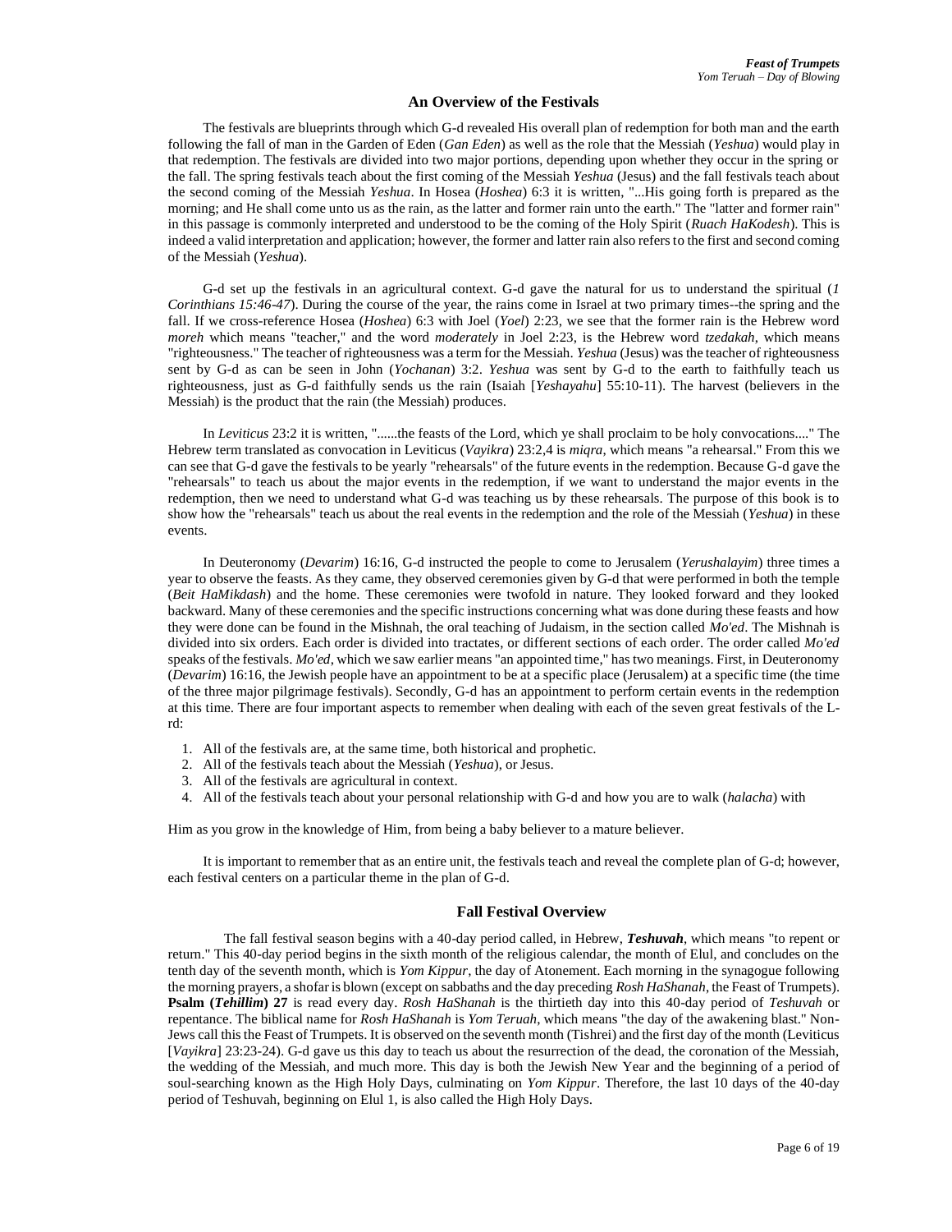## An Overview of the Festivals

The festivals are blueprints through which G-d revealed His overall plan of redemption for both man and the earth following the fall of man in the Garden of Eden (*Gan Eden*) as well as the role that the Messiah (*Yeshua*) would play in that redemption. The festivals are divided into two major portions, depending upon whether they occur in the spring or the fall. The spring festivals teach about the first coming of the Messiah *Yeshua* (Jesus) and the fall festivals teach about the second coming of the Messiah *Yeshua*. In Hosea (*Hoshea*) 6:3 it is written, "...His going forth is prepared as the morning; and He shall come unto us as the rain, as the latter and former rain unto the earth." The "latter and former rain" in this passage is commonly interpreted and understood to be the coming of the Holy Spirit (*Ruach HaKodesh*). This is indeed a valid interpretation and application; however, the former and latter rain also refers to the first and second coming of the Messiah (*Yeshua*).

G-d set up the festivals in an agricultural context. G-d gave the natural for us to understand the spiritual (*1 Corinthians 15:46-47*). During the course of the year, the rains come in Israel at two primary times--the spring and the fall. If we cross-reference Hosea (*Hoshea*) 6:3 with Joel (*Yoel*) 2:23, we see that the former rain is the Hebrew word *moreh* which means "teacher," and the word *moderately* in Joel 2:23, is the Hebrew word *tzedakah*, which means "righteousness." The teacher of righteousness was a term for the Messiah. *Yeshua* (Jesus) was the teacher of righteousness sent by G-d as can be seen in John (*Yochanan*) 3:2. *Yeshua* was sent by G-d to the earth to faithfully teach us righteousness, just as G-d faithfully sends us the rain (Isaiah [*Yeshayahu*] 55:10-11). The harvest (believers in the Messiah) is the product that the rain (the Messiah) produces.

In *Leviticus* 23:2 it is written, "......the feasts of the Lord, which ye shall proclaim to be holy convocations...." The Hebrew term translated as convocation in Leviticus (*Vayikra*) 23:2,4 is *miqra*, which means "a rehearsal." From this we can see that G-d gave the festivals to be yearly "rehearsals" of the future events in the redemption. Because G-d gave the "rehearsals" to teach us about the major events in the redemption, if we want to understand the major events in the redemption, then we need to understand what G-d was teaching us by these rehearsals. The purpose of this book is to show how the "rehearsals" teach us about the real events in the redemption and the role of the Messiah (*Yeshua*) in these events.

In Deuteronomy (*Devarim*) 16:16, G-d instructed the people to come to Jerusalem (*Yerushalayim*) three times a year to observe the feasts. As they came, they observed ceremonies given by G-d that were performed in both the temple (*Beit HaMikdash*) and the home. These ceremonies were twofold in nature. They looked forward and they looked backward. Many of these ceremonies and the specific instructions concerning what was done during these feasts and how they were done can be found in the Mishnah, the oral teaching of Judaism, in the section called *Mo'ed*. The Mishnah is divided into six orders. Each order is divided into tractates, or different sections of each order. The order called *Mo'ed* speaks of the festivals. *Mo'ed*, which we saw earlier means "an appointed time," has two meanings. First, in Deuteronomy (*Devarim*) 16:16, the Jewish people have an appointment to be at a specific place (Jerusalem) at a specific time (the time of the three major pilgrimage festivals). Secondly, G-d has an appointment to perform certain events in the redemption at this time. There are four important aspects to remember when dealing with each of the seven great festivals of the L-rd:

1. All of the festivals are, at the same time, both historical and prophetic.
2. All of the festivals teach about the Messiah (*Yeshua*), or Jesus.
3. All of the festivals are agricultural in context.
4. All of the festivals teach about your personal relationship with G-d and how you are to walk (*halacha*) with

Him as you grow in the knowledge of Him, from being a baby believer to a mature believer.

It is important to remember that as an entire unit, the festivals teach and reveal the complete plan of G-d; however, each festival centers on a particular theme in the plan of G-d.

## Fall Festival Overview

The fall festival season begins with a 40-day period called, in Hebrew, ***Teshuvah***, which means "to repent or return." This 40-day period begins in the sixth month of the religious calendar, the month of Elul, and concludes on the tenth day of the seventh month, which is *Yom Kippur*, the day of Atonement. Each morning in the synagogue following the morning prayers, a shofar is blown (except on sabbaths and the day preceding *Rosh HaShanah*, the Feast of Trumpets). **Psalm (*Tehillim*) 27** is read every day. *Rosh HaShanah* is the thirtieth day into this 40-day period of *Teshuvah* or repentance. The biblical name for *Rosh HaShanah* is *Yom Teruah*, which means "the day of the awakening blast." Non-Jews call this the Feast of Trumpets. It is observed on the seventh month (Tishrei) and the first day of the month (Leviticus [*Vayikra*] 23:23-24). G-d gave us this day to teach us about the resurrection of the dead, the coronation of the Messiah, the wedding of the Messiah, and much more. This day is both the Jewish New Year and the beginning of a period of soul-searching known as the High Holy Days, culminating on *Yom Kippur*. Therefore, the last 10 days of the 40-day period of Teshuvah, beginning on Elul 1, is also called the High Holy Days.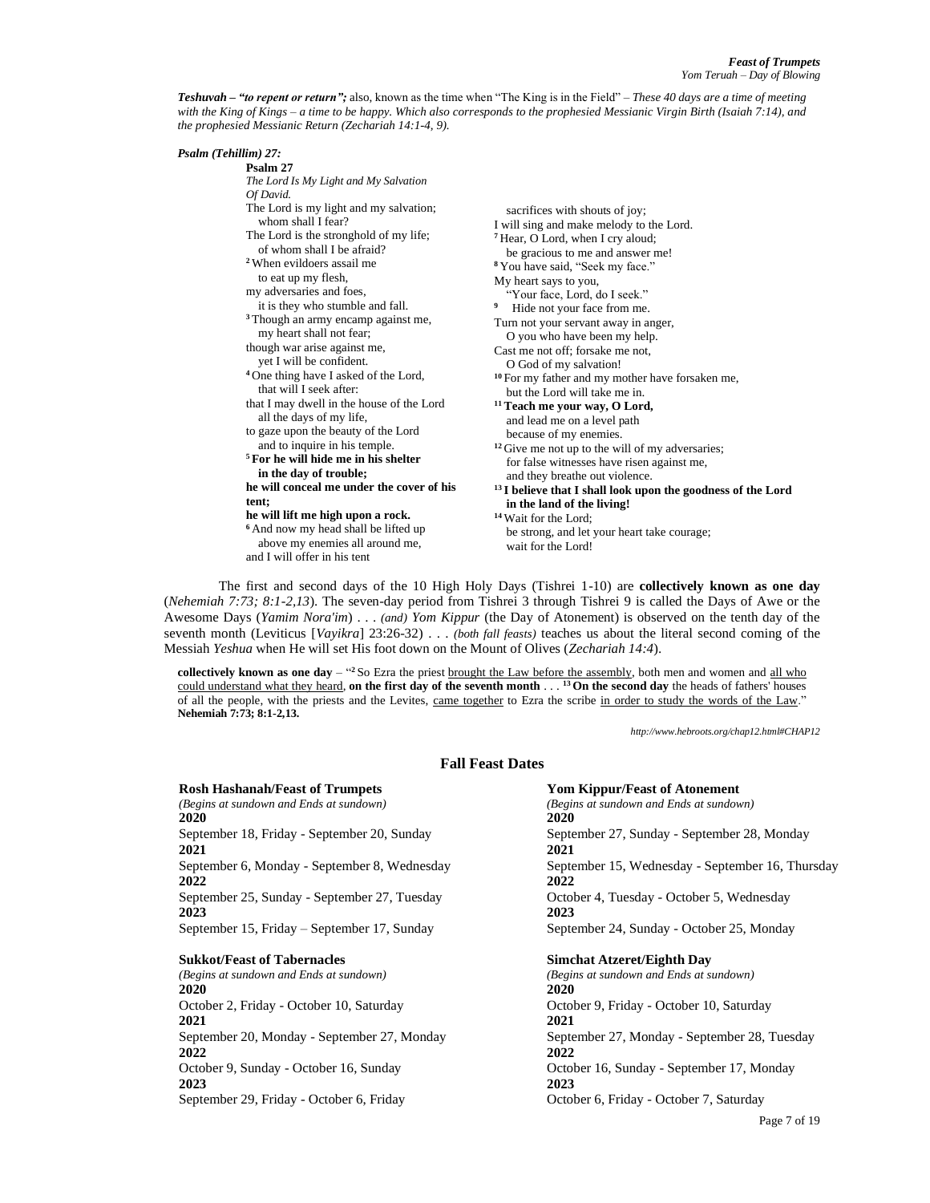***Teshuvah* – *“to repent or return”;*** also, known as the time when “The King is in the Field” – *These 40 days are a time of meeting with the King of Kings – a time to be happy. Which also corresponds to the prophesied Messianic Virgin Birth (Isaiah 7:14), and the prophesied Messianic Return (Zechariah 14:1-4, 9).*

***Psalm (Tehillim) 27:***

**Psalm 27**
*The Lord Is My Light and My Salvation*
*Of David.*
The Lord is my light and my salvation;
whom shall I fear?
The Lord is the stronghold of my life;
of whom shall I be afraid?
[2] When evildoers assail me
to eat up my flesh,
my adversaries and foes,
it is they who stumble and fall.
[3] Though an army encamp against me,
my heart shall not fear;
though war arise against me,
yet I will be confident.
[4] One thing have I asked of the Lord,
that will I seek after:
that I may dwell in the house of the Lord
all the days of my life,
to gaze upon the beauty of the Lord
and to inquire in his temple.
**[5] For he will hide me in his shelter**
**in the day of trouble;**
**he will conceal me under the cover of his tent;**
**he will lift me high upon a rock.**
[6] And now my head shall be lifted up
above my enemies all around me,
and I will offer in his tent
sacrifices with shouts of joy;
I will sing and make melody to the Lord.
[7] Hear, O Lord, when I cry aloud;
be gracious to me and answer me!
[8] You have said, “Seek my face.”
My heart says to you,
“Your face, Lord, do I seek.”
[9] Hide not your face from me.
Turn not your servant away in anger,
O you who have been my help.
Cast me not off; forsake me not,
O God of my salvation!
[10] For my father and my mother have forsaken me,
but the Lord will take me in.
**[11] Teach me your way, O Lord,**
and lead me on a level path
because of my enemies.
[12] Give me not up to the will of my adversaries;
for false witnesses have risen against me,
and they breathe out violence.
**[13] I believe that I shall look upon the goodness of the Lord**
**in the land of the living!**
[14] Wait for the Lord;
be strong, and let your heart take courage;
wait for the Lord!

The first and second days of the 10 High Holy Days (Tishrei 1-10) are **collectively known as one day** (*Nehemiah 7:73; 8:1-2,13*). The seven-day period from Tishrei 3 through Tishrei 9 is called the Days of Awe or the Awesome Days (*Yamim Nora'im*) . . . *(and) Yom Kippur* (the Day of Atonement) is observed on the tenth day of the seventh month (Leviticus [*Vayikra*] 23:26-32) . . . *(both fall feasts)* teaches us about the literal second coming of the Messiah *Yeshua* when He will set His foot down on the Mount of Olives (*Zechariah 14:4*).

**collectively known as one day** – “[2] So Ezra the priest brought the Law before the assembly, both men and women and all who could understand what they heard, **on the first day of the seventh month** . . . **[13] On the second day** the heads of fathers' houses of all the people, with the priests and the Levites, came together to Ezra the scribe in order to study the words of the Law.” **Nehemiah 7:73; 8:1-2,13.**

*http://www.hebroots.org/chap12.html#CHAP12*

## Fall Feast Dates

**Rosh Hashanah/Feast of Trumpets**
*(Begins at sundown and Ends at sundown)*
**2020**
September 18, Friday - September 20, Sunday
**2021**
September 6, Monday - September 8, Wednesday
**2022**
September 25, Sunday - September 27, Tuesday
**2023**
September 15, Friday – September 17, Sunday

**Yom Kippur/Feast of Atonement**
*(Begins at sundown and Ends at sundown)*
**2020**
September 27, Sunday - September 28, Monday
**2021**
September 15, Wednesday - September 16, Thursday
**2022**
October 4, Tuesday - October 5, Wednesday
**2023**
September 24, Sunday - October 25, Monday

**Sukkot/Feast of Tabernacles**
*(Begins at sundown and Ends at sundown)*
**2020**
October 2, Friday - October 10, Saturday
**2021**
September 20, Monday - September 27, Monday
**2022**
October 9, Sunday - October 16, Sunday
**2023**
September 29, Friday - October 6, Friday

**Simchat Atzeret/Eighth Day**
*(Begins at sundown and Ends at sundown)*
**2020**
October 9, Friday - October 10, Saturday
**2021**
September 27, Monday - September 28, Tuesday
**2022**
October 16, Sunday - September 17, Monday
**2023**
October 6, Friday - October 7, Saturday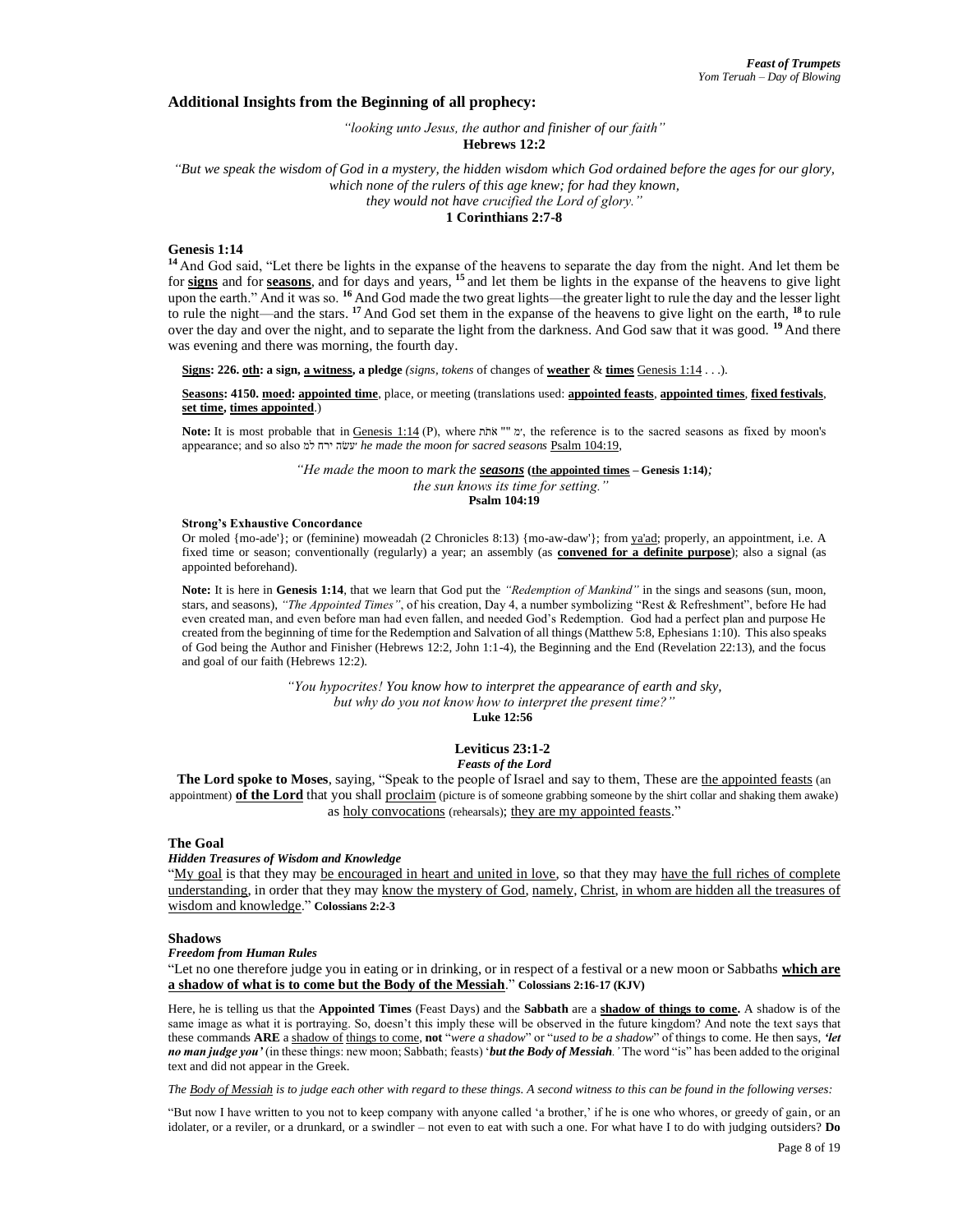### Additional Insights from the Beginning of all prophecy:

*"looking unto Jesus, the author and finisher of our faith"*
**Hebrews 12:2**

*"But we speak the wisdom of God in a mystery, the hidden wisdom which God ordained before the ages for our glory, which none of the rulers of this age knew; for had they known, they would not have crucified the Lord of glory."*
**1 Corinthians 2:7-8**

**Genesis 1:14**

[14] And God said, "Let there be lights in the expanse of the heavens to separate the day from the night. And let them be for **signs** and for **seasons**, and for days and years, [15] and let them be lights in the expanse of the heavens to give light upon the earth." And it was so. [16] And God made the two great lights—the greater light to rule the day and the lesser light to rule the night—and the stars. [17] And God set them in the expanse of the heavens to give light on the earth, [18] to rule over the day and over the night, and to separate the light from the darkness. And God saw that it was good. [19] And there was evening and there was morning, the fourth day.

**Signs: 226. oth: a sign, a witness, a pledge** *(signs, tokens* of changes of **weather** & **times** Genesis 1:14 . . .).

**Seasons: 4150. moed: appointed time**, place, or meeting (translations used: **appointed feasts**, **appointed times**, **fixed festivals**, **set time**, **times appointed**.)

**Note:** It is most probable that in Genesis 1:14 (P), where אתת "" מ', the reference is to the sacred seasons as fixed by moon's appearance; and so also עשׂה ירח למ' *he made the moon for sacred seasons* Psalm 104:19,

*"He made the moon to mark the* ***seasons*** **(the appointed times – Genesis 1:14)***; the sun knows its time for setting."*
**Psalm 104:19**

**Strong's Exhaustive Concordance**

Or moled {mo-ade'}; or (feminine) moweadah (2 Chronicles 8:13) {mo-aw-daw'}; from ya'ad; properly, an appointment, i.e. A fixed time or season; conventionally (regularly) a year; an assembly (as **convened for a definite purpose**); also a signal (as appointed beforehand).

**Note:** It is here in **Genesis 1:14**, that we learn that God put the *"Redemption of Mankind"* in the sings and seasons (sun, moon, stars, and seasons), *"The Appointed Times"*, of his creation, Day 4, a number symbolizing "Rest & Refreshment", before He had even created man, and even before man had even fallen, and needed God's Redemption. God had a perfect plan and purpose He created from the beginning of time for the Redemption and Salvation of all things (Matthew 5:8, Ephesians 1:10). This also speaks of God being the Author and Finisher (Hebrews 12:2, John 1:1-4), the Beginning and the End (Revelation 22:13), and the focus and goal of our faith (Hebrews 12:2).

*"You hypocrites! You know how to interpret the appearance of earth and sky, but why do you not know how to interpret the present time?"*
**Luke 12:56**

**Leviticus 23:1-2**
***Feasts of the Lord***

**The Lord spoke to Moses**, saying, "Speak to the people of Israel and say to them, These are the appointed feasts (an appointment) **of the Lord** that you shall proclaim (picture is of someone grabbing someone by the shirt collar and shaking them awake) as holy convocations (rehearsals); they are my appointed feasts."

**The Goal**
***Hidden Treasures of Wisdom and Knowledge***

"My goal is that they may be encouraged in heart and united in love, so that they may have the full riches of complete understanding, in order that they may know the mystery of God, namely, Christ, in whom are hidden all the treasures of wisdom and knowledge." **Colossians 2:2-3**

**Shadows**
***Freedom from Human Rules***

"Let no one therefore judge you in eating or in drinking, or in respect of a festival or a new moon or Sabbaths **which are a shadow of what is to come but the Body of the Messiah**." **Colossians 2:16-17 (KJV)**

Here, he is telling us that the **Appointed Times** (Feast Days) and the **Sabbath** are a **shadow of things to come.** A shadow is of the same image as what it is portraying. So, doesn't this imply these will be observed in the future kingdom? And note the text says that these commands **ARE** a shadow of things to come, **not** "*were a shadow*" or "*used to be a shadow*" of things to come. He then says, ***'let no man judge you'*** (in these things: new moon; Sabbath; feasts) '***but the Body of Messiah.***' The word "is" has been added to the original text and did not appear in the Greek.

*The Body of Messiah is to judge each other with regard to these things. A second witness to this can be found in the following verses:*

"But now I have written to you not to keep company with anyone called 'a brother,' if he is one who whores, or greedy of gain, or an idolater, or a reviler, or a drunkard, or a swindler – not even to eat with such a one. For what have I to do with judging outsiders? **Do**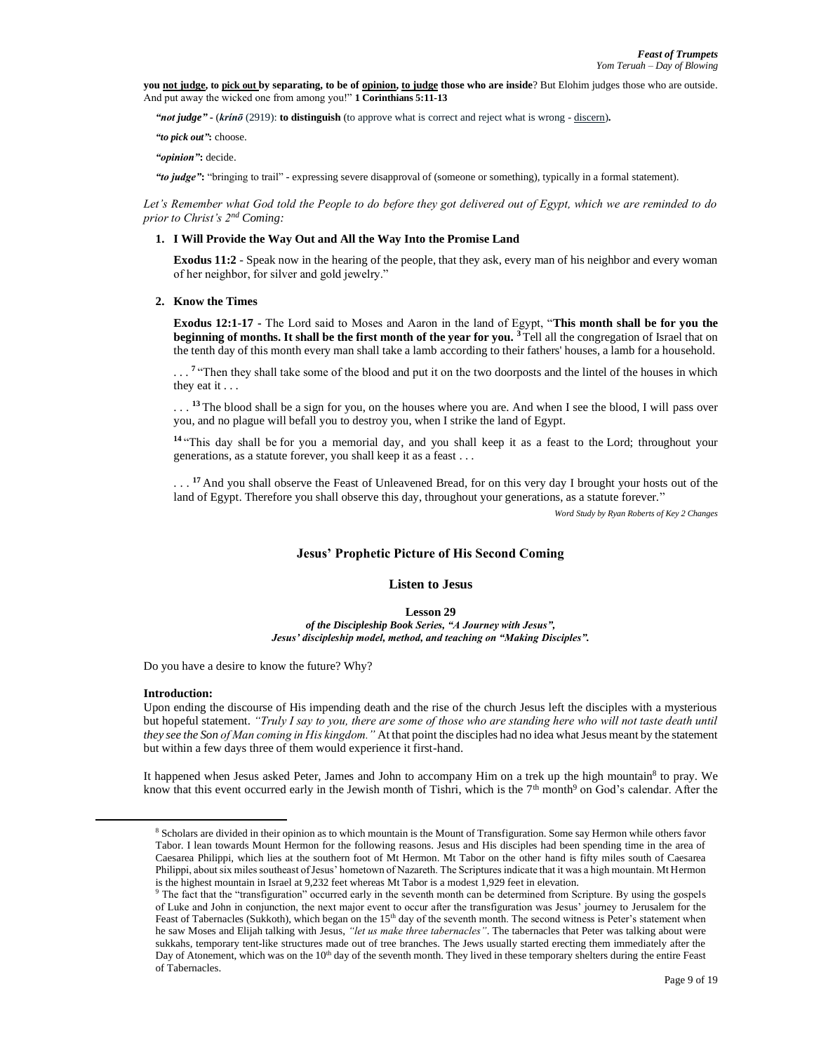**you <u>not judge</u>, to <u>pick out</u> by separating, to be of <u>opinion</u>, <u>to judge</u> those who are inside**? But Elohim judges those who are outside. And put away the wicked one from among you!" **1 Corinthians 5:11-13**

***"not judge"*** - (***krínō*** (2919): **to distinguish** (to approve what is correct and reject what is wrong - <u>discern</u>)**.**

***"to pick out"*:** choose.

***"opinion"*:** decide.

***"to judge"*:** "bringing to trail" - expressing severe disapproval of (someone or something), typically in a formal statement).

*Let's Remember what God told the People to do before they got delivered out of Egypt, which we are reminded to do prior to Christ's 2nd Coming:*

1. **I Will Provide the Way Out and All the Way Into the Promise Land**

   **Exodus 11:2** - Speak now in the hearing of the people, that they ask, every man of his neighbor and every woman of her neighbor, for silver and gold jewelry."

2. **Know the Times**

   **Exodus 12:1-17** - The Lord said to Moses and Aaron in the land of Egypt, "**This month shall be for you the beginning of months. It shall be the first month of the year for you. [3]** Tell all the congregation of Israel that on the tenth day of this month every man shall take a lamb according to their fathers' houses, a lamb for a household.

   . . . **[7]** "Then they shall take some of the blood and put it on the two doorposts and the lintel of the houses in which they eat it . . .

   . . . **[13]** The blood shall be a sign for you, on the houses where you are. And when I see the blood, I will pass over you, and no plague will befall you to destroy you, when I strike the land of Egypt.

   **[14]** "This day shall be for you a memorial day, and you shall keep it as a feast to the Lord; throughout your generations, as a statute forever, you shall keep it as a feast . . .

   . . . **[17]** And you shall observe the Feast of Unleavened Bread, for on this very day I brought your hosts out of the land of Egypt. Therefore you shall observe this day, throughout your generations, as a statute forever."

*Word Study by Ryan Roberts of Key 2 Changes*

## Jesus' Prophetic Picture of His Second Coming

### Listen to Jesus

**Lesson 29**
***of the Discipleship Book Series, "A Journey with Jesus", Jesus' discipleship model, method, and teaching on "Making Disciples".***

Do you have a desire to know the future? Why?

**Introduction:**
Upon ending the discourse of His impending death and the rise of the church Jesus left the disciples with a mysterious but hopeful statement. *"Truly I say to you, there are some of those who are standing here who will not taste death until they see the Son of Man coming in His kingdom."* At that point the disciples had no idea what Jesus meant by the statement but within a few days three of them would experience it first-hand.

It happened when Jesus asked Peter, James and John to accompany Him on a trek up the high mountain[8] to pray. We know that this event occurred early in the Jewish month of Tishri, which is the 7th month[9] on God's calendar. After the

---

[8] Scholars are divided in their opinion as to which mountain is the Mount of Transfiguration. Some say Hermon while others favor Tabor. I lean towards Mount Hermon for the following reasons. Jesus and His disciples had been spending time in the area of Caesarea Philippi, which lies at the southern foot of Mt Hermon. Mt Tabor on the other hand is fifty miles south of Caesarea Philippi, about six miles southeast of Jesus' hometown of Nazareth. The Scriptures indicate that it was a high mountain. Mt Hermon is the highest mountain in Israel at 9,232 feet whereas Mt Tabor is a modest 1,929 feet in elevation.

[9] The fact that the "transfiguration" occurred early in the seventh month can be determined from Scripture. By using the gospels of Luke and John in conjunction, the next major event to occur after the transfiguration was Jesus' journey to Jerusalem for the Feast of Tabernacles (Sukkoth), which began on the 15th day of the seventh month. The second witness is Peter's statement when he saw Moses and Elijah talking with Jesus, *"let us make three tabernacles"*. The tabernacles that Peter was talking about were sukkahs, temporary tent-like structures made out of tree branches. The Jews usually started erecting them immediately after the Day of Atonement, which was on the 10th day of the seventh month. They lived in these temporary shelters during the entire Feast of Tabernacles.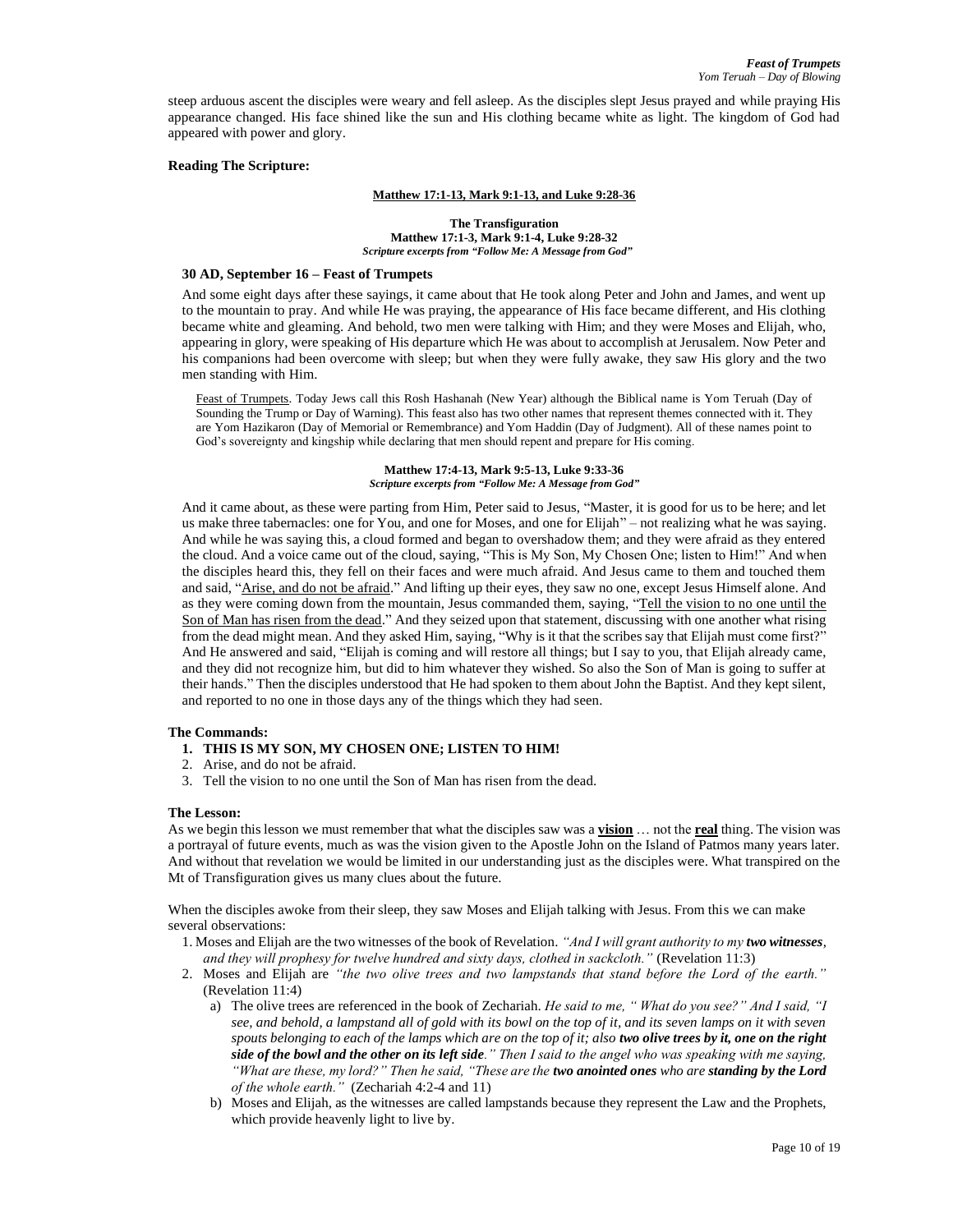steep arduous ascent the disciples were weary and fell asleep. As the disciples slept Jesus prayed and while praying His appearance changed. His face shined like the sun and His clothing became white as light. The kingdom of God had appeared with power and glory.

**Reading The Scripture:**

**Matthew 17:1-13, Mark 9:1-13, and Luke 9:28-36**

**The Transfiguration**
**Matthew 17:1-3, Mark 9:1-4, Luke 9:28-32**
***Scripture excerpts from "Follow Me: A Message from God"***

**30 AD, September 16 – Feast of Trumpets**

And some eight days after these sayings, it came about that He took along Peter and John and James, and went up to the mountain to pray. And while He was praying, the appearance of His face became different, and His clothing became white and gleaming. And behold, two men were talking with Him; and they were Moses and Elijah, who, appearing in glory, were speaking of His departure which He was about to accomplish at Jerusalem. Now Peter and his companions had been overcome with sleep; but when they were fully awake, they saw His glory and the two men standing with Him.

<u>Feast of Trumpets</u>. Today Jews call this Rosh Hashanah (New Year) although the Biblical name is Yom Teruah (Day of Sounding the Trump or Day of Warning). This feast also has two other names that represent themes connected with it. They are Yom Hazikaron (Day of Memorial or Remembrance) and Yom Haddin (Day of Judgment). All of these names point to God's sovereignty and kingship while declaring that men should repent and prepare for His coming.

**Matthew 17:4-13, Mark 9:5-13, Luke 9:33-36**
***Scripture excerpts from "Follow Me: A Message from God"***

And it came about, as these were parting from Him, Peter said to Jesus, "Master, it is good for us to be here; and let us make three tabernacles: one for You, and one for Moses, and one for Elijah" – not realizing what he was saying. And while he was saying this, a cloud formed and began to overshadow them; and they were afraid as they entered the cloud. And a voice came out of the cloud, saying, "This is My Son, My Chosen One; listen to Him!" And when the disciples heard this, they fell on their faces and were much afraid. And Jesus came to them and touched them and said, "<u>Arise, and do not be afraid</u>." And lifting up their eyes, they saw no one, except Jesus Himself alone. And as they were coming down from the mountain, Jesus commanded them, saying, "<u>Tell the vision to no one until the Son of Man has risen from the dead</u>." And they seized upon that statement, discussing with one another what rising from the dead might mean. And they asked Him, saying, "Why is it that the scribes say that Elijah must come first?" And He answered and said, "Elijah is coming and will restore all things; but I say to you, that Elijah already came, and they did not recognize him, but did to him whatever they wished. So also the Son of Man is going to suffer at their hands." Then the disciples understood that He had spoken to them about John the Baptist. And they kept silent, and reported to no one in those days any of the things which they had seen.

**The Commands:**

1. **THIS IS MY SON, MY CHOSEN ONE; LISTEN TO HIM!**
2. Arise, and do not be afraid.
3. Tell the vision to no one until the Son of Man has risen from the dead.

**The Lesson:**

As we begin this lesson we must remember that what the disciples saw was a <u>**vision**</u> … not the <u>**real**</u> thing. The vision was a portrayal of future events, much as was the vision given to the Apostle John on the Island of Patmos many years later. And without that revelation we would be limited in our understanding just as the disciples were. What transpired on the Mt of Transfiguration gives us many clues about the future.

When the disciples awoke from their sleep, they saw Moses and Elijah talking with Jesus. From this we can make several observations:

1. Moses and Elijah are the two witnesses of the book of Revelation. *"And I will grant authority to my **two witnesses**, and they will prophesy for twelve hundred and sixty days, clothed in sackcloth."* (Revelation 11:3)
2. Moses and Elijah are *"the two olive trees and two lampstands that stand before the Lord of the earth."* (Revelation 11:4)
   a) The olive trees are referenced in the book of Zechariah. *He said to me, " What do you see?" And I said, "I see, and behold, a lampstand all of gold with its bowl on the top of it, and its seven lamps on it with seven spouts belonging to each of the lamps which are on the top of it; also **two olive trees by it, one on the right side of the bowl and the other on its left side**." Then I said to the angel who was speaking with me saying, "What are these, my lord?" Then he said, "These are the **two anointed ones** who are **standing by the Lord** of the whole earth."* (Zechariah 4:2-4 and 11)
   b) Moses and Elijah, as the witnesses are called lampstands because they represent the Law and the Prophets, which provide heavenly light to live by.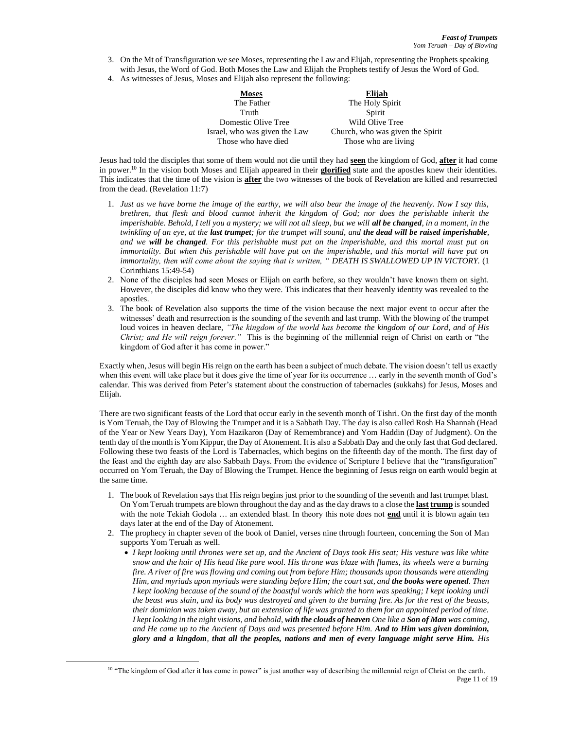3. On the Mt of Transfiguration we see Moses, representing the Law and Elijah, representing the Prophets speaking with Jesus, the Word of God. Both Moses the Law and Elijah the Prophets testify of Jesus the Word of God.
4. As witnesses of Jesus, Moses and Elijah also represent the following:

| **Moses** | **Elijah** |
|---|---|
| The Father | The Holy Spirit |
| Truth | Spirit |
| Domestic Olive Tree | Wild Olive Tree |
| Israel, who was given the Law | Church, who was given the Spirit |
| Those who have died | Those who are living |

Jesus had told the disciples that some of them would not die until they had **seen** the kingdom of God, **after** it had come in power.[10] In the vision both Moses and Elijah appeared in their **glorified** state and the apostles knew their identities. This indicates that the time of the vision is **after** the two witnesses of the book of Revelation are killed and resurrected from the dead. (Revelation 11:7)

1. *Just as we have borne the image of the earthy, we will also bear the image of the heavenly. Now I say this, brethren, that flesh and blood cannot inherit the kingdom of God; nor does the perishable inherit the imperishable. Behold, I tell you a mystery; we will not all sleep, but we will **all be changed**, in a moment, in the twinkling of an eye, at the **last trumpet**; for the trumpet will sound, and **the dead will be raised imperishable**, and we **will be changed**. For this perishable must put on the imperishable, and this mortal must put on immortality. But when this perishable will have put on the imperishable, and this mortal will have put on immortality, then will come about the saying that is written, " DEATH IS SWALLOWED UP IN VICTORY.* (1 Corinthians 15:49-54)
2. None of the disciples had seen Moses or Elijah on earth before, so they wouldn't have known them on sight. However, the disciples did know who they were. This indicates that their heavenly identity was revealed to the apostles.
3. The book of Revelation also supports the time of the vision because the next major event to occur after the witnesses' death and resurrection is the sounding of the seventh and last trump. With the blowing of the trumpet loud voices in heaven declare, *"The kingdom of the world has become the kingdom of our Lord, and of His Christ; and He will reign forever."* This is the beginning of the millennial reign of Christ on earth or "the kingdom of God after it has come in power."

Exactly when, Jesus will begin His reign on the earth has been a subject of much debate. The vision doesn't tell us exactly when this event will take place but it does give the time of year for its occurrence … early in the seventh month of God's calendar. This was derived from Peter's statement about the construction of tabernacles (sukkahs) for Jesus, Moses and Elijah.

There are two significant feasts of the Lord that occur early in the seventh month of Tishri. On the first day of the month is Yom Teruah, the Day of Blowing the Trumpet and it is a Sabbath Day. The day is also called Rosh Ha Shannah (Head of the Year or New Years Day), Yom Hazikaron (Day of Remembrance) and Yom Haddin (Day of Judgment). On the tenth day of the month is Yom Kippur, the Day of Atonement. It is also a Sabbath Day and the only fast that God declared. Following these two feasts of the Lord is Tabernacles, which begins on the fifteenth day of the month. The first day of the feast and the eighth day are also Sabbath Days. From the evidence of Scripture I believe that the "transfiguration" occurred on Yom Teruah, the Day of Blowing the Trumpet. Hence the beginning of Jesus reign on earth would begin at the same time.

1. The book of Revelation says that His reign begins just prior to the sounding of the seventh and last trumpet blast. On Yom Teruah trumpets are blown throughout the day and as the day draws to a close the **last trump** is sounded with the note Tekiah Godola … an extended blast. In theory this note does not **end** until it is blown again ten days later at the end of the Day of Atonement.
2. The prophecy in chapter seven of the book of Daniel, verses nine through fourteen, concerning the Son of Man supports Yom Teruah as well.
   - *I kept looking until thrones were set up, and the Ancient of Days took His seat; His vesture was like white snow and the hair of His head like pure wool. His throne was blaze with flames, its wheels were a burning fire. A river of fire was flowing and coming out from before Him; thousands upon thousands were attending Him, and myriads upon myriads were standing before Him; the court sat, and **the books were opened**. Then I kept looking because of the sound of the boastful words which the horn was speaking; I kept looking until the beast was slain, and its body was destroyed and given to the burning fire. As for the rest of the beasts, their dominion was taken away, but an extension of life was granted to them for an appointed period of time. I kept looking in the night visions, and behold, **with the clouds of heaven** One like a **Son of Man** was coming, and He came up to the Ancient of Days and was presented before Him. **And to Him was given dominion, glory and a kingdom**, **that all the peoples, nations and men of every language might serve Him.** His*

[10] "The kingdom of God after it has come in power" is just another way of describing the millennial reign of Christ on the earth.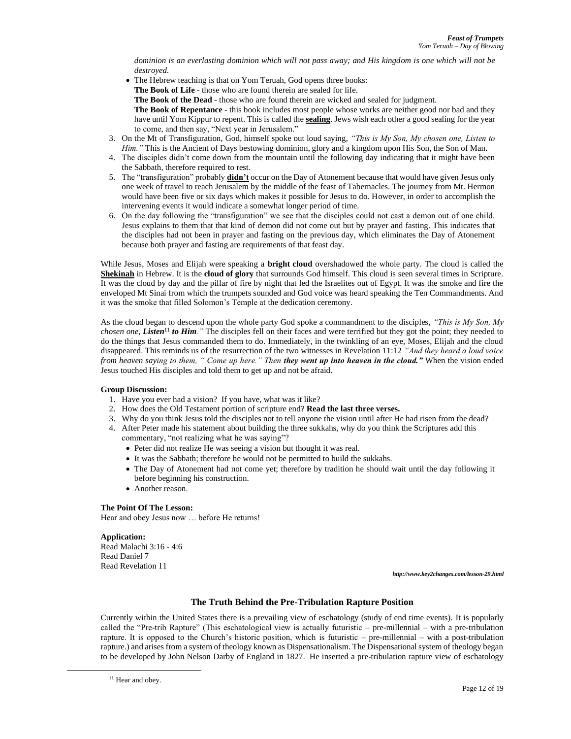*dominion is an everlasting dominion which will not pass away; and His kingdom is one which will not be destroyed.*

- The Hebrew teaching is that on Yom Teruah, God opens three books:
  **The Book of Life** - those who are found therein are sealed for life.
  **The Book of the Dead** - those who are found therein are wicked and sealed for judgment.
  **The Book of Repentance** - this book includes most people whose works are neither good nor bad and they have until Yom Kippur to repent. This is called the **sealing**. Jews wish each other a good sealing for the year to come, and then say, "Next year in Jerusalem."

3. On the Mt of Transfiguration, God, himself spoke out loud saying, *"This is My Son, My chosen one, Listen to Him."* This is the Ancient of Days bestowing dominion, glory and a kingdom upon His Son, the Son of Man.
4. The disciples didn't come down from the mountain until the following day indicating that it might have been the Sabbath, therefore required to rest.
5. The "transfiguration" probably **didn't** occur on the Day of Atonement because that would have given Jesus only one week of travel to reach Jerusalem by the middle of the feast of Tabernacles. The journey from Mt. Hermon would have been five or six days which makes it possible for Jesus to do. However, in order to accomplish the intervening events it would indicate a somewhat longer period of time.
6. On the day following the "transfiguration" we see that the disciples could not cast a demon out of one child. Jesus explains to them that that kind of demon did not come out but by prayer and fasting. This indicates that the disciples had not been in prayer and fasting on the previous day, which eliminates the Day of Atonement because both prayer and fasting are requirements of that feast day.

While Jesus, Moses and Elijah were speaking a **bright cloud** overshadowed the whole party. The cloud is called the **Shekinah** in Hebrew. It is the **cloud of glory** that surrounds God himself. This cloud is seen several times in Scripture. It was the cloud by day and the pillar of fire by night that led the Israelites out of Egypt. It was the smoke and fire the enveloped Mt Sinai from which the trumpets sounded and God voice was heard speaking the Ten Commandments. And it was the smoke that filled Solomon's Temple at the dedication ceremony.

As the cloud began to descend upon the whole party God spoke a commandment to the disciples, *"This is My Son, My chosen one, **Listen**[11] **to Him**."* The disciples fell on their faces and were terrified but they got the point; they needed to do the things that Jesus commanded them to do. Immediately, in the twinkling of an eye, Moses, Elijah and the cloud disappeared. This reminds us of the resurrection of the two witnesses in Revelation 11:12 *"And they heard a loud voice from heaven saying to them, " Come up here." Then **they went up into heaven in the cloud.**"* When the vision ended Jesus touched His disciples and told them to get up and not be afraid.

**Group Discussion:**

1. Have you ever had a vision? If you have, what was it like?
2. How does the Old Testament portion of scripture end? **Read the last three verses.**
3. Why do you think Jesus told the disciples not to tell anyone the vision until after He had risen from the dead?
4. After Peter made his statement about building the three sukkahs, why do you think the Scriptures add this commentary, "not realizing what he was saying"?
   - Peter did not realize He was seeing a vision but thought it was real.
   - It was the Sabbath; therefore he would not be permitted to build the sukkahs.
   - The Day of Atonement had not come yet; therefore by tradition he should wait until the day following it before beginning his construction.
   - Another reason.

**The Point Of The Lesson:**
Hear and obey Jesus now … before He returns!

**Application:**
Read Malachi 3:16 - 4:6
Read Daniel 7
Read Revelation 11

***http://www.key2changes.com/lesson-29.html***

## The Truth Behind the Pre-Tribulation Rapture Position

Currently within the United States there is a prevailing view of eschatology (study of end time events). It is popularly called the "Pre-trib Rapture" (This eschatological view is actually futuristic – pre-millennial – with a pre-tribulation rapture. It is opposed to the Church's historic position, which is futuristic – pre-millennial – with a post-tribulation rapture.) and arises from a system of theology known as Dispensationalism. The Dispensational system of theology began to be developed by John Nelson Darby of England in 1827. He inserted a pre-tribulation rapture view of eschatology

[11] Hear and obey.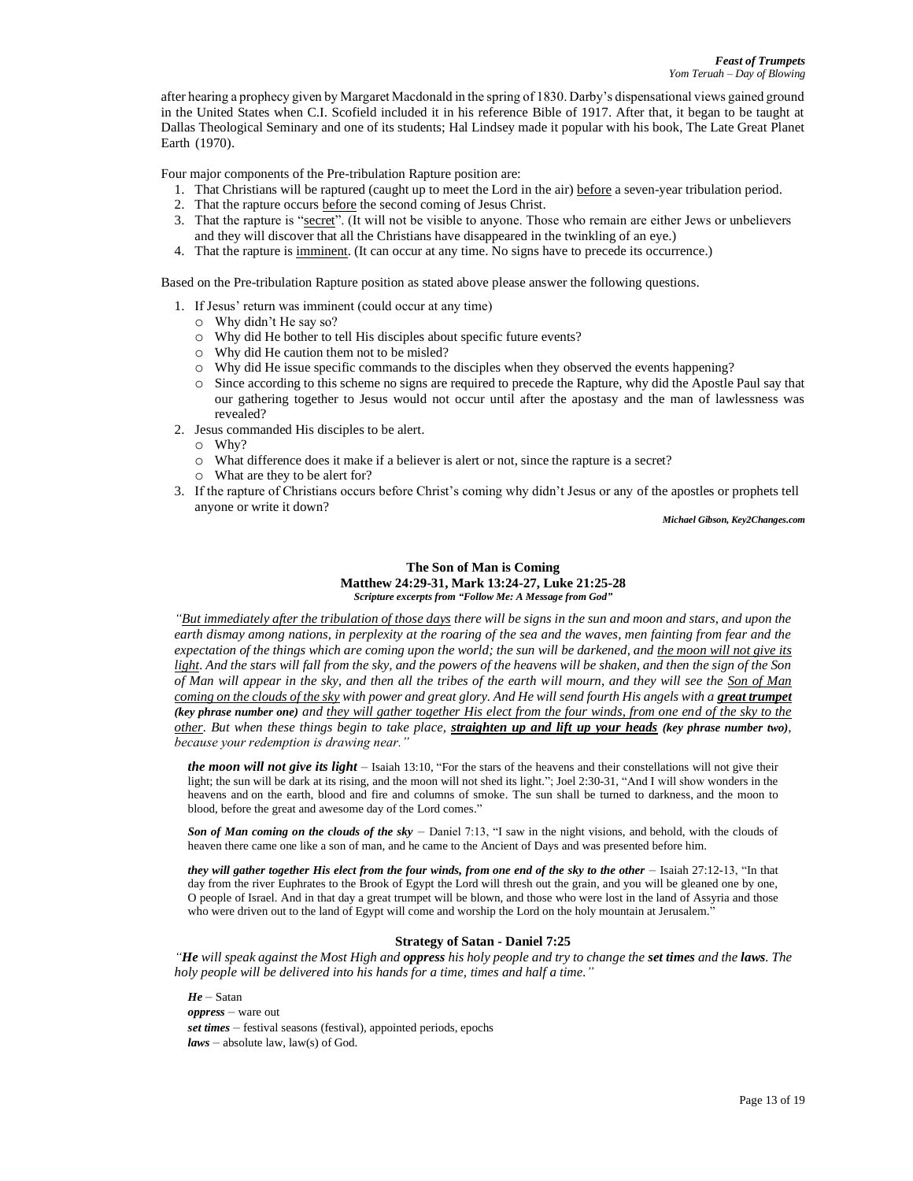after hearing a prophecy given by Margaret Macdonald in the spring of 1830. Darby's dispensational views gained ground in the United States when C.I. Scofield included it in his reference Bible of 1917. After that, it began to be taught at Dallas Theological Seminary and one of its students; Hal Lindsey made it popular with his book, The Late Great Planet Earth (1970).

Four major components of the Pre-tribulation Rapture position are:

1. That Christians will be raptured (caught up to meet the Lord in the air) before a seven-year tribulation period.
2. That the rapture occurs before the second coming of Jesus Christ.
3. That the rapture is "secret". (It will not be visible to anyone. Those who remain are either Jews or unbelievers and they will discover that all the Christians have disappeared in the twinkling of an eye.)
4. That the rapture is imminent. (It can occur at any time. No signs have to precede its occurrence.)

Based on the Pre-tribulation Rapture position as stated above please answer the following questions.

1. If Jesus' return was imminent (could occur at any time)
   - Why didn't He say so?
   - Why did He bother to tell His disciples about specific future events?
   - Why did He caution them not to be misled?
   - Why did He issue specific commands to the disciples when they observed the events happening?
   - Since according to this scheme no signs are required to precede the Rapture, why did the Apostle Paul say that our gathering together to Jesus would not occur until after the apostasy and the man of lawlessness was revealed?
2. Jesus commanded His disciples to be alert.
   - Why?
   - What difference does it make if a believer is alert or not, since the rapture is a secret?
   - What are they to be alert for?
3. If the rapture of Christians occurs before Christ's coming why didn't Jesus or any of the apostles or prophets tell anyone or write it down?

***Michael Gibson, Key2Changes.com***

### The Son of Man is Coming
**Matthew 24:29-31, Mark 13:24-27, Luke 21:25-28**
***Scripture excerpts from "Follow Me: A Message from God"***

*"But immediately after the tribulation of those days there will be signs in the sun and moon and stars, and upon the earth dismay among nations, in perplexity at the roaring of the sea and the waves, men fainting from fear and the expectation of the things which are coming upon the world; the sun will be darkened, and the moon will not give its light. And the stars will fall from the sky, and the powers of the heavens will be shaken, and then the sign of the Son of Man will appear in the sky, and then all the tribes of the earth will mourn, and they will see the Son of Man coming on the clouds of the sky with power and great glory. And He will send fourth His angels with a* ***great trumpet*** ***(key phrase number one)*** *and they will gather together His elect from the four winds, from one end of the sky to the other. But when these things begin to take place,* ***straighten up and lift up your heads*** ***(key phrase number two)****, because your redemption is drawing near."*

***the moon will not give its light*** – Isaiah 13:10, "For the stars of the heavens and their constellations will not give their light; the sun will be dark at its rising, and the moon will not shed its light."; Joel 2:30-31, "And I will show wonders in the heavens and on the earth, blood and fire and columns of smoke. The sun shall be turned to darkness, and the moon to blood, before the great and awesome day of the Lord comes."

***Son of Man coming on the clouds of the sky*** – Daniel 7:13, "I saw in the night visions, and behold, with the clouds of heaven there came one like a son of man, and he came to the Ancient of Days and was presented before him.

***they will gather together His elect from the four winds, from one end of the sky to the other*** – Isaiah 27:12-13, "In that day from the river Euphrates to the Brook of Egypt the Lord will thresh out the grain, and you will be gleaned one by one, O people of Israel. And in that day a great trumpet will be blown, and those who were lost in the land of Assyria and those who were driven out to the land of Egypt will come and worship the Lord on the holy mountain at Jerusalem."

### Strategy of Satan - Daniel 7:25

*"****He*** *will speak against the Most High and* ***oppress*** *his holy people and try to change the* ***set times*** *and the* ***laws****. The holy people will be delivered into his hands for a time, times and half a time."*

***He*** – Satan
***oppress*** – ware out
***set times*** – festival seasons (festival), appointed periods, epochs
***laws*** – absolute law, law(s) of God.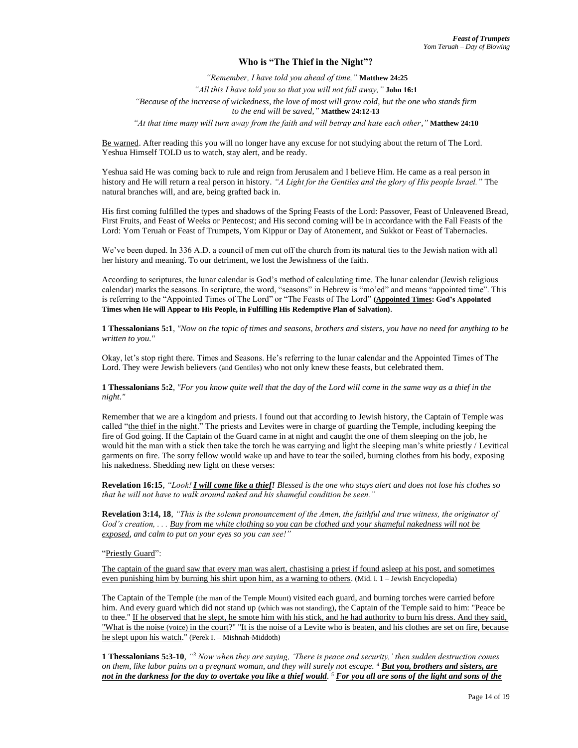### Who is "The Thief in the Night"?

*"Remember, I have told you ahead of time,"* **Matthew 24:25**

*"All this I have told you so that you will not fall away,"* **John 16:1**

*"Because of the increase of wickedness, the love of most will grow cold, but the one who stands firm to the end will be saved,"* **Matthew 24:12-13**

*"At that time many will turn away from the faith and will betray and hate each other,"* **Matthew 24:10**

<u>Be warned</u>. After reading this you will no longer have any excuse for not studying about the return of The Lord. Yeshua Himself TOLD us to watch, stay alert, and be ready.

Yeshua said He was coming back to rule and reign from Jerusalem and I believe Him. He came as a real person in history and He will return a real person in history. *"A Light for the Gentiles and the glory of His people Israel."* The natural branches will, and are, being grafted back in.

His first coming fulfilled the types and shadows of the Spring Feasts of the Lord: Passover, Feast of Unleavened Bread, First Fruits, and Feast of Weeks or Pentecost; and His second coming will be in accordance with the Fall Feasts of the Lord: Yom Teruah or Feast of Trumpets, Yom Kippur or Day of Atonement, and Sukkot or Feast of Tabernacles.

We've been duped. In 336 A.D. a council of men cut off the church from its natural ties to the Jewish nation with all her history and meaning. To our detriment, we lost the Jewishness of the faith.

According to scriptures, the lunar calendar is God's method of calculating time. The lunar calendar (Jewish religious calendar) marks the seasons. In scripture, the word, "seasons" in Hebrew is "mo'ed" and means "appointed time". This is referring to the "Appointed Times of The Lord" or "The Feasts of The Lord" **(<u>Appointed Times</u>: God's Appointed Times when He will Appear to His People, in Fulfilling His Redemptive Plan of Salvation)**.

**1 Thessalonians 5:1**, *"Now on the topic of times and seasons, brothers and sisters, you have no need for anything to be written to you."*

Okay, let's stop right there. Times and Seasons. He's referring to the lunar calendar and the Appointed Times of The Lord. They were Jewish believers (and Gentiles) who not only knew these feasts, but celebrated them.

**1 Thessalonians 5:2**, *"For you know quite well that the day of the Lord will come in the same way as a thief in the night."*

Remember that we are a kingdom and priests. I found out that according to Jewish history, the Captain of Temple was called "<u>the thief in the night</u>." The priests and Levites were in charge of guarding the Temple, including keeping the fire of God going. If the Captain of the Guard came in at night and caught the one of them sleeping on the job, he would hit the man with a stick then take the torch he was carrying and light the sleeping man's white priestly / Levitical garments on fire. The sorry fellow would wake up and have to tear the soiled, burning clothes from his body, exposing his nakedness. Shedding new light on these verses:

**Revelation 16:15**, *"Look! **<u>I will come like a thief!</u>** Blessed is the one who stays alert and does not lose his clothes so that he will not have to walk around naked and his shameful condition be seen."*

**Revelation 3:14, 18**, *"This is the solemn pronouncement of the Amen, the faithful and true witness, the originator of God's creation, . . . <u>Buy from me white clothing so you can be clothed and your shameful nakedness will not be exposed</u>, and calm to put on your eyes so you can see!"*

"<u>Priestly Guard</u>":

<u>The captain of the guard saw that every man was alert, chastising a priest if found asleep at his post, and sometimes even punishing him by burning his shirt upon him, as a warning to others</u>. (Mid. i. 1 – Jewish Encyclopedia)

The Captain of the Temple (the man of the Temple Mount) visited each guard, and burning torches were carried before him. And every guard which did not stand up (which was not standing), the Captain of the Temple said to him: "Peace be to thee." <u>If he observed that he slept, he smote him with his stick, and he had authority to burn his dress. And they said, "What is the noise (voice) in the court?"</u> "<u>It is the noise of a Levite who is beaten, and his clothes are set on fire, because he slept upon his watch</u>." (Perek I. – Mishnah-Middoth)

**1 Thessalonians 5:3-10**, *"[3] Now when they are saying, 'There is peace and security,' then sudden destruction comes on them, like labor pains on a pregnant woman, and they will surely not escape. [4] **<u>But you, brothers and sisters, are not in the darkness for the day to overtake you like a thief would</u>**. [5] **<u>For you all are sons of the light and sons of the</u>***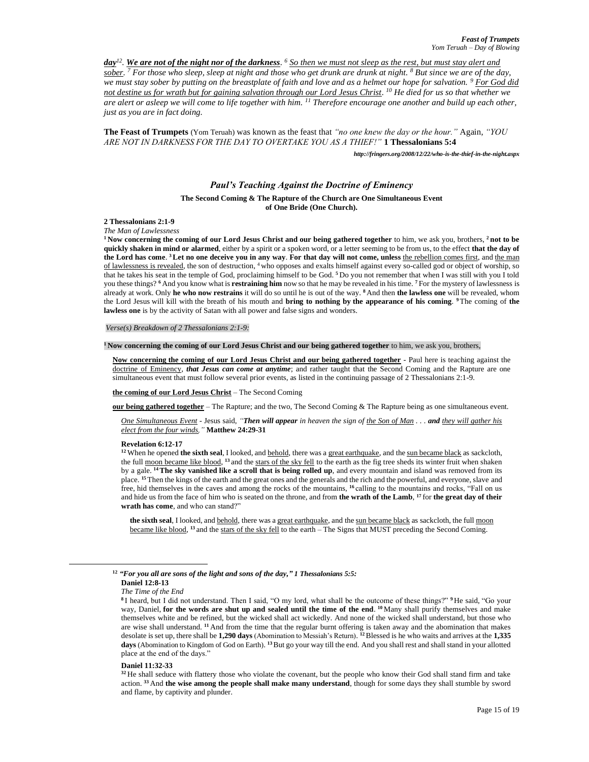*__day__[12]. __We are not of the night nor of the darkness__. [6] <u>So then we must not sleep as the rest, but must stay alert and sober</u>. [7] For those who sleep, sleep at night and those who get drunk are drunk at night. [8] But since we are of the day, we must stay sober by putting on the breastplate of faith and love and as a helmet our hope for salvation. [9] <u>For God did not destine us for wrath but for gaining salvation through our Lord Jesus Christ</u>. [10] He died for us so that whether we are alert or asleep we will come to life together with him. [11] Therefore encourage one another and build up each other, just as you are in fact doing.*

**The Feast of Trumpets** (Yom Teruah) was known as the feast that *"no one knew the day or the hour."* Again, *"YOU ARE NOT IN DARKNESS FOR THE DAY TO OVERTAKE YOU AS A THIEF!"* **1 Thessalonians 5:4**

***http://fringers.org/2008/12/22/who-is-the-thief-in-the-night.aspx***

## *Paul's Teaching Against the Doctrine of Eminency*

**The Second Coming & The Rapture of the Church are One Simultaneous Event of One Bride (One Church).**

**2 Thessalonians 2:1-9**

*The Man of Lawlessness*

[1] **Now concerning the coming of our Lord Jesus Christ and our being gathered together** to him, we ask you, brothers, [2] **not to be quickly shaken in mind or alarmed**, either by a spirit or a spoken word, or a letter seeming to be from us, to the effect **that the day of the Lord has come**. [3] **Let no one deceive you in any way**. **For that day will not come, unless** <u>the rebellion comes first</u>, and <u>the man of lawlessness is revealed</u>, the son of destruction, [4] who opposes and exalts himself against every so-called god or object of worship, so that he takes his seat in the temple of God, proclaiming himself to be God. [5] Do you not remember that when I was still with you I told you these things? [6] And you know what is **restraining him** now so that he may be revealed in his time. [7] For the mystery of lawlessness is already at work. Only **he who now restrains** it will do so until he is out of the way. [8] And then **the lawless one** will be revealed, whom the Lord Jesus will kill with the breath of his mouth and **bring to nothing by the appearance of his coming**. [9] The coming of **the lawless one** is by the activity of Satan with all power and false signs and wonders.

*Verse(s) Breakdown of 2 Thessalonians 2:1-9:*

[1] **Now concerning the coming of our Lord Jesus Christ and our being gathered together** to him, we ask you, brothers,

> **<u>Now concerning the coming of our Lord Jesus Christ and our being gathered together</u>** - Paul here is teaching against the <u>doctrine of Eminency</u>, ***that Jesus can come at anytime***; and rather taught that the Second Coming and the Rapture are one simultaneous event that must follow several prior events, as listed in the continuing passage of 2 Thessalonians 2:1-9.
>
> **<u>the coming of our Lord Jesus Christ</u>** – The Second Coming
>
> **<u>our being gathered together</u>** – The Rapture; and the two, The Second Coming & The Rapture being as one simultaneous event.
>
> *<u>One Simultaneous Event</u> - Jesus said, "**Then will appear** in heaven the sign of <u>the Son of Man</u> . . . **and** <u>they will gather his elect from the four winds</u>,"* **Matthew 24:29-31**
>
> **Revelation 6:12-17**
>
> [12] When he opened **the sixth seal**, I looked, and <u>behold</u>, there was a <u>great earthquake</u>, and the <u>sun became black</u> as sackcloth, the full <u>moon became like blood</u>, [13] and the <u>stars of the sky fell</u> to the earth as the fig tree sheds its winter fruit when shaken by a gale. [14] **The sky vanished like a scroll that is being rolled up**, and every mountain and island was removed from its place. [15] Then the kings of the earth and the great ones and the generals and the rich and the powerful, and everyone, slave and free, hid themselves in the caves and among the rocks of the mountains, [16] calling to the mountains and rocks, "Fall on us and hide us from the face of him who is seated on the throne, and from **the wrath of the Lamb**, [17] for **the great day of their wrath has come**, and who can stand?"
>
> > **the sixth seal**, I looked, and <u>behold</u>, there was a <u>great earthquake</u>, and the <u>sun became black</u> as sackcloth, the full <u>moon became like blood</u>, [13] and the <u>stars of the sky fell</u> to the earth – The Signs that MUST preceding the Second Coming.

---

[12] ***"For you all are sons of the light and sons of the day," 1 Thessalonians 5:5:***

**Daniel 12:8-13**

*The Time of the End*

[8] I heard, but I did not understand. Then I said, "O my lord, what shall be the outcome of these things?" [9] He said, "Go your way, Daniel, **for the words are shut up and sealed until the time of the end**. [10] Many shall purify themselves and make themselves white and be refined, but the wicked shall act wickedly. And none of the wicked shall understand, but those who are wise shall understand. [11] And from the time that the regular burnt offering is taken away and the abomination that makes desolate is set up, there shall be **1,290 days** (Abomination to Messiah's Return). [12] Blessed is he who waits and arrives at the **1,335 days** (Abomination to Kingdom of God on Earth). [13] But go your way till the end. And you shall rest and shall stand in your allotted place at the end of the days."

**Daniel 11:32-33**

[32] He shall seduce with flattery those who violate the covenant, but the people who know their God shall stand firm and take action. [33] And **the wise among the people shall make many understand**, though for some days they shall stumble by sword and flame, by captivity and plunder.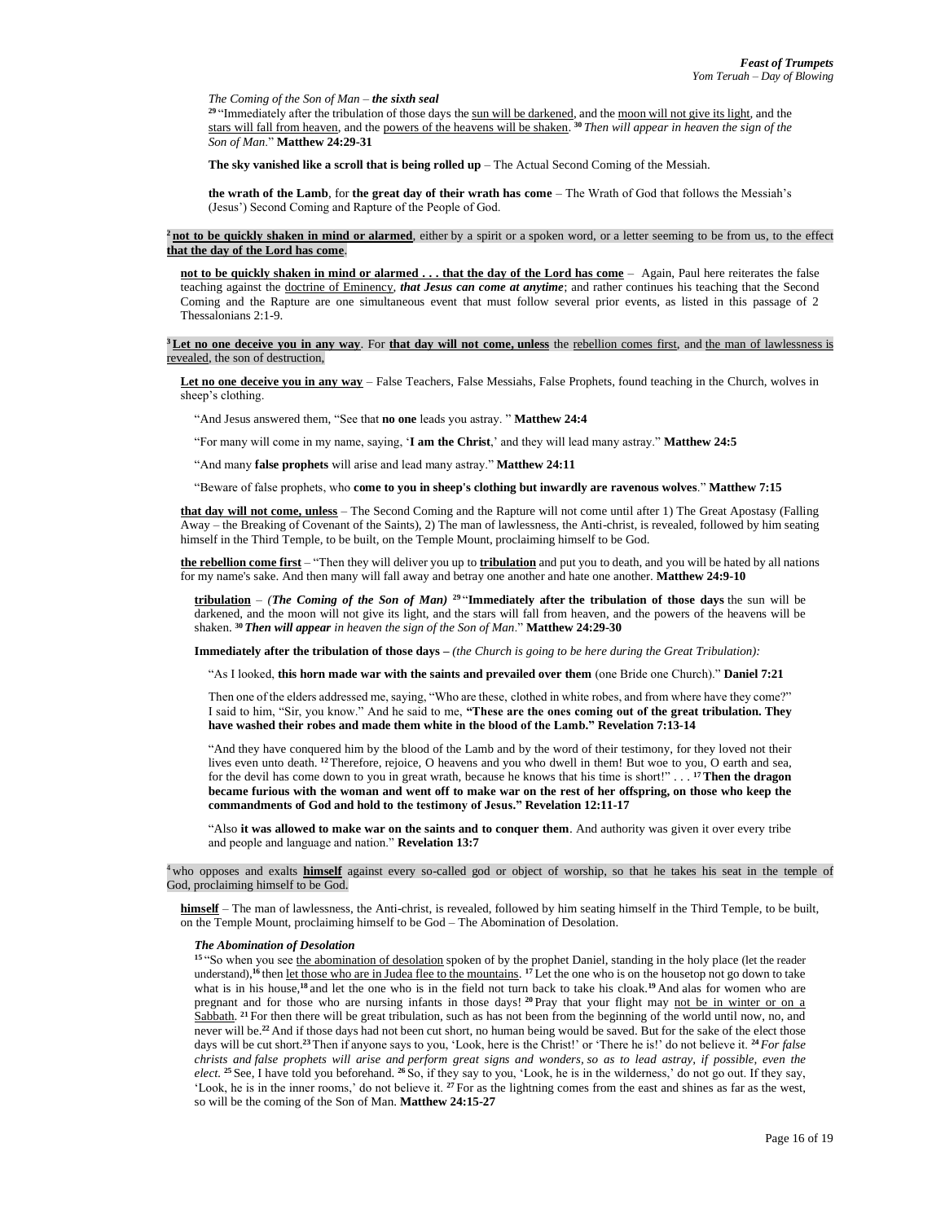*The Coming of the Son of Man* – ***the sixth seal***

[29] "Immediately after the tribulation of those days the sun will be darkened, and the moon will not give its light, and the stars will fall from heaven, and the powers of the heavens will be shaken. [30] *Then will appear in heaven the sign of the Son of Man*." **Matthew 24:29-31**

**The sky vanished like a scroll that is being rolled up** – The Actual Second Coming of the Messiah.

**the wrath of the Lamb**, for **the great day of their wrath has come** – The Wrath of God that follows the Messiah's (Jesus') Second Coming and Rapture of the People of God.

[2] **not to be quickly shaken in mind or alarmed**, either by a spirit or a spoken word, or a letter seeming to be from us, to the effect **that the day of the Lord has come**.

**not to be quickly shaken in mind or alarmed . . . that the day of the Lord has come** – Again, Paul here reiterates the false teaching against the doctrine of Eminency, ***that Jesus can come at anytime***; and rather continues his teaching that the Second Coming and the Rapture are one simultaneous event that must follow several prior events, as listed in this passage of 2 Thessalonians 2:1-9.

[3] **Let no one deceive you in any way**. For **that day will not come, unless** the rebellion comes first, and the man of lawlessness is revealed, the son of destruction,

**Let no one deceive you in any way** – False Teachers, False Messiahs, False Prophets, found teaching in the Church, wolves in sheep's clothing.

"And Jesus answered them, "See that **no one** leads you astray. " **Matthew 24:4**

"For many will come in my name, saying, '**I am the Christ**,' and they will lead many astray." **Matthew 24:5**

"And many **false prophets** will arise and lead many astray." **Matthew 24:11**

"Beware of false prophets, who **come to you in sheep's clothing but inwardly are ravenous wolves**." **Matthew 7:15**

**that day will not come, unless** – The Second Coming and the Rapture will not come until after 1) The Great Apostasy (Falling Away – the Breaking of Covenant of the Saints), 2) The man of lawlessness, the Anti-christ, is revealed, followed by him seating himself in the Third Temple, to be built, on the Temple Mount, proclaiming himself to be God.

**the rebellion come first** – "Then they will deliver you up to **tribulation** and put you to death, and you will be hated by all nations for my name's sake. And then many will fall away and betray one another and hate one another. **Matthew 24:9-10**

**tribulation** – (***The Coming of the Son of Man***) [29] "**Immediately after the tribulation of those days** the sun will be darkened, and the moon will not give its light, and the stars will fall from heaven, and the powers of the heavens will be shaken. [30] ***Then will appear*** *in heaven the sign of the Son of Man*." **Matthew 24:29-30**

**Immediately after the tribulation of those days** – *(the Church is going to be here during the Great Tribulation):*

"As I looked, **this horn made war with the saints and prevailed over them** (one Bride one Church)." **Daniel 7:21**

Then one of the elders addressed me, saying, "Who are these, clothed in white robes, and from where have they come?" I said to him, "Sir, you know." And he said to me, **"These are the ones coming out of the great tribulation. They have washed their robes and made them white in the blood of the Lamb." Revelation 7:13-14**

"And they have conquered him by the blood of the Lamb and by the word of their testimony, for they loved not their lives even unto death. [12] Therefore, rejoice, O heavens and you who dwell in them! But woe to you, O earth and sea, for the devil has come down to you in great wrath, because he knows that his time is short!" . . . [17] **Then the dragon became furious with the woman and went off to make war on the rest of her offspring, on those who keep the commandments of God and hold to the testimony of Jesus." Revelation 12:11-17**

"Also **it was allowed to make war on the saints and to conquer them**. And authority was given it over every tribe and people and language and nation." **Revelation 13:7**

[4] who opposes and exalts **himself** against every so-called god or object of worship, so that he takes his seat in the temple of God, proclaiming himself to be God.

**himself** – The man of lawlessness, the Anti-christ, is revealed, followed by him seating himself in the Third Temple, to be built, on the Temple Mount, proclaiming himself to be God – The Abomination of Desolation.

***The Abomination of Desolation***

[15] "So when you see the abomination of desolation spoken of by the prophet Daniel, standing in the holy place (let the reader understand),[16] then let those who are in Judea flee to the mountains. [17] Let the one who is on the housetop not go down to take what is in his house,[18] and let the one who is in the field not turn back to take his cloak.[19] And alas for women who are pregnant and for those who are nursing infants in those days! [20] Pray that your flight may not be in winter or on a Sabbath. [21] For then there will be great tribulation, such as has not been from the beginning of the world until now, no, and never will be.[22] And if those days had not been cut short, no human being would be saved. But for the sake of the elect those days will be cut short.[23] Then if anyone says to you, 'Look, here is the Christ!' or 'There he is!' do not believe it. [24] *For false christs and false prophets will arise and perform great signs and wonders, so as to lead astray, if possible, even the elect.* [25] See, I have told you beforehand. [26] So, if they say to you, 'Look, he is in the wilderness,' do not go out. If they say, 'Look, he is in the inner rooms,' do not believe it. [27] For as the lightning comes from the east and shines as far as the west, so will be the coming of the Son of Man. **Matthew 24:15-27**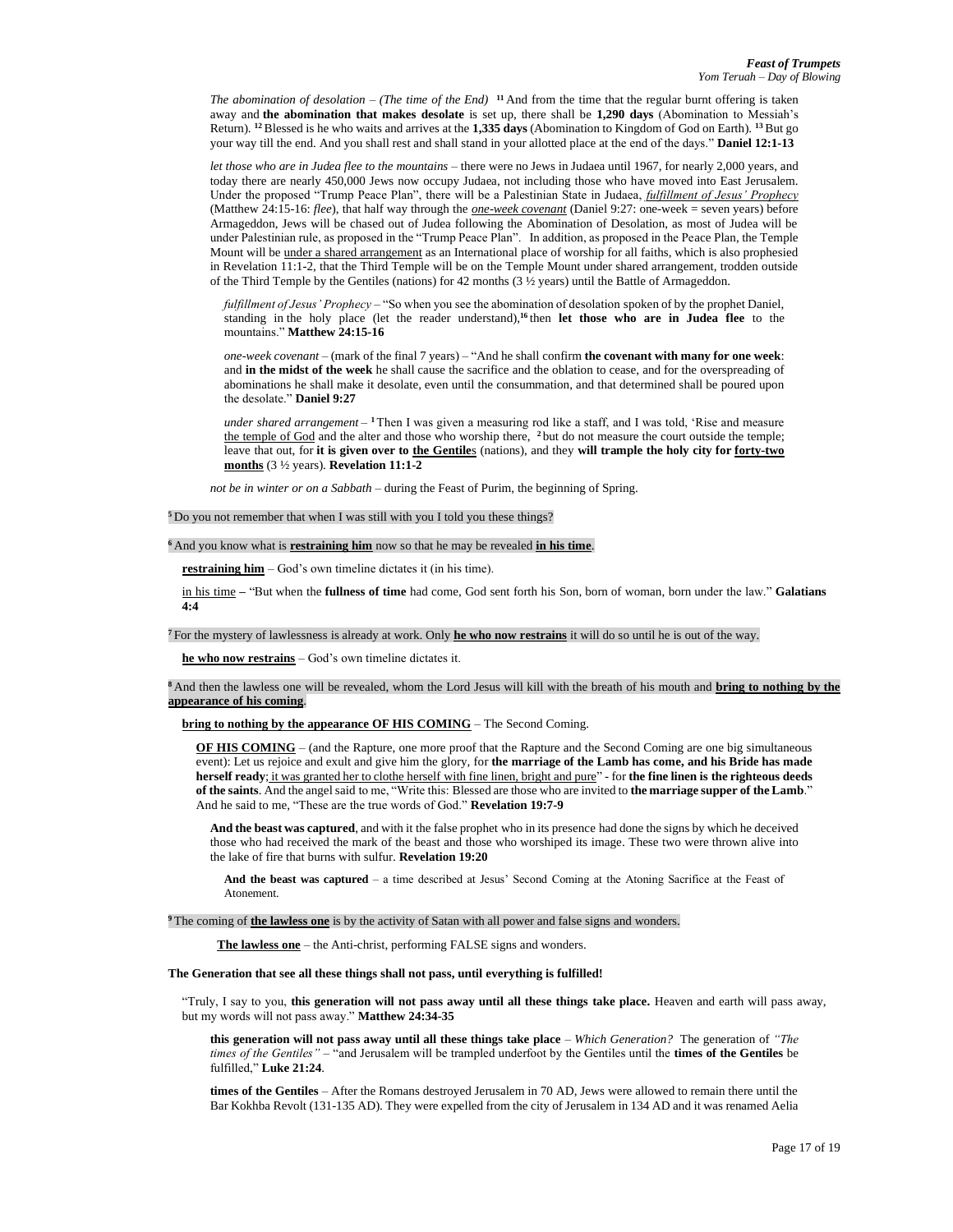*The abomination of desolation – (The time of the End)* [11] And from the time that the regular burnt offering is taken away and **the abomination that makes desolate** is set up, there shall be **1,290 days** (Abomination to Messiah's Return). [12] Blessed is he who waits and arrives at the **1,335 days** (Abomination to Kingdom of God on Earth). [13] But go your way till the end. And you shall rest and shall stand in your allotted place at the end of the days." **Daniel 12:1-13**

*let those who are in Judea flee to the mountains* – there were no Jews in Judaea until 1967, for nearly 2,000 years, and today there are nearly 450,000 Jews now occupy Judaea, not including those who have moved into East Jerusalem. Under the proposed "Trump Peace Plan", there will be a Palestinian State in Judaea, *fulfillment of Jesus' Prophecy* (Matthew 24:15-16: *flee*), that half way through the *one-week covenant* (Daniel 9:27: one-week = seven years) before Armageddon, Jews will be chased out of Judea following the Abomination of Desolation, as most of Judea will be under Palestinian rule, as proposed in the "Trump Peace Plan". In addition, as proposed in the Peace Plan, the Temple Mount will be under a shared arrangement as an International place of worship for all faiths, which is also prophesied in Revelation 11:1-2, that the Third Temple will be on the Temple Mount under shared arrangement, trodden outside of the Third Temple by the Gentiles (nations) for 42 months (3 ½ years) until the Battle of Armageddon.

*fulfillment of Jesus' Prophecy* – "So when you see the abomination of desolation spoken of by the prophet Daniel, standing in the holy place (let the reader understand),[16] then **let those who are in Judea flee** to the mountains." **Matthew 24:15-16**

*one-week covenant* – (mark of the final 7 years) – "And he shall confirm **the covenant with many for one week**: and **in the midst of the week** he shall cause the sacrifice and the oblation to cease, and for the overspreading of abominations he shall make it desolate, even until the consummation, and that determined shall be poured upon the desolate." **Daniel 9:27**

*under shared arrangement* – [1] Then I was given a measuring rod like a staff, and I was told, 'Rise and measure the temple of God and the alter and those who worship there, [2] but do not measure the court outside the temple; leave that out, for **it is given over to the Gentiles** (nations), and they **will trample the holy city for forty-two months** (3 ½ years). **Revelation 11:1-2**

*not be in winter or on a Sabbath* – during the Feast of Purim, the beginning of Spring.

[5] Do you not remember that when I was still with you I told you these things?

[6] And you know what is **restraining him** now so that he may be revealed **in his time**.

**restraining him** – God's own timeline dictates it (in his time).

in his time – "But when the **fullness of time** had come, God sent forth his Son, born of woman, born under the law." **Galatians 4:4**

[7] For the mystery of lawlessness is already at work. Only **he who now restrains** it will do so until he is out of the way.

**he who now restrains** – God's own timeline dictates it.

[8] And then the lawless one will be revealed, whom the Lord Jesus will kill with the breath of his mouth and **bring to nothing by the appearance of his coming**.

**bring to nothing by the appearance OF HIS COMING** – The Second Coming.

**OF HIS COMING** – (and the Rapture, one more proof that the Rapture and the Second Coming are one big simultaneous event): Let us rejoice and exult and give him the glory, for **the marriage of the Lamb has come, and his Bride has made herself ready**; it was granted her to clothe herself with fine linen, bright and pure" - for **the fine linen is the righteous deeds of the saints**. And the angel said to me, "Write this: Blessed are those who are invited to **the marriage supper of the Lamb**." And he said to me, "These are the true words of God." **Revelation 19:7-9**

**And the beast was captured**, and with it the false prophet who in its presence had done the signs by which he deceived those who had received the mark of the beast and those who worshiped its image. These two were thrown alive into the lake of fire that burns with sulfur. **Revelation 19:20**

**And the beast was captured** – a time described at Jesus' Second Coming at the Atoning Sacrifice at the Feast of Atonement.

[9] The coming of **the lawless one** is by the activity of Satan with all power and false signs and wonders.

**The lawless one** – the Anti-christ, performing FALSE signs and wonders.

**The Generation that see all these things shall not pass, until everything is fulfilled!**

"Truly, I say to you, **this generation will not pass away until all these things take place.** Heaven and earth will pass away, but my words will not pass away." **Matthew 24:34-35**

**this generation will not pass away until all these things take place** – *Which Generation?* The generation of *"The times of the Gentiles"* – "and Jerusalem will be trampled underfoot by the Gentiles until the **times of the Gentiles** be fulfilled," **Luke 21:24**.

**times of the Gentiles** – After the Romans destroyed Jerusalem in 70 AD, Jews were allowed to remain there until the Bar Kokhba Revolt (131-135 AD). They were expelled from the city of Jerusalem in 134 AD and it was renamed Aelia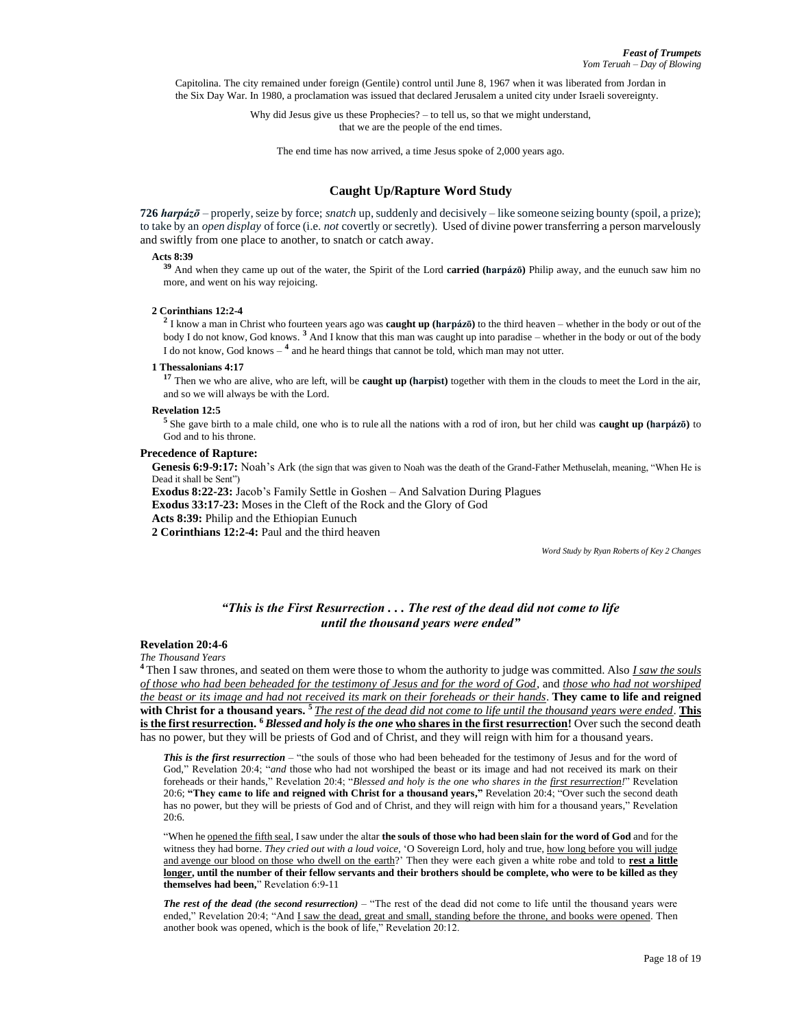Capitolina. The city remained under foreign (Gentile) control until June 8, 1967 when it was liberated from Jordan in the Six Day War. In 1980, a proclamation was issued that declared Jerusalem a united city under Israeli sovereignty.

Why did Jesus give us these Prophecies? – to tell us, so that we might understand, that we are the people of the end times.

The end time has now arrived, a time Jesus spoke of 2,000 years ago.

## Caught Up/Rapture Word Study

**726** ***harpázō*** – properly, seize by force; *snatch* up, suddenly and decisively – like someone seizing bounty (spoil, a prize); to take by an *open display* of force (i.e. *not* covertly or secretly). Used of divine power transferring a person marvelously and swiftly from one place to another, to snatch or catch away.

**Acts 8:39**

[39] And when they came up out of the water, the Spirit of the Lord **carried (harpázō)** Philip away, and the eunuch saw him no more, and went on his way rejoicing.

**2 Corinthians 12:2-4**

[2] I know a man in Christ who fourteen years ago was **caught up (harpázō)** to the third heaven – whether in the body or out of the body I do not know, God knows. [3] And I know that this man was caught up into paradise – whether in the body or out of the body I do not know, God knows – [4] and he heard things that cannot be told, which man may not utter.

**1 Thessalonians 4:17**

[17] Then we who are alive, who are left, will be **caught up (harpist)** together with them in the clouds to meet the Lord in the air, and so we will always be with the Lord.

**Revelation 12:5**

[5] She gave birth to a male child, one who is to rule all the nations with a rod of iron, but her child was **caught up (harpázō)** to God and to his throne.

**Precedence of Rapture:**

**Genesis 6:9-9:17:** Noah's Ark (the sign that was given to Noah was the death of the Grand-Father Methuselah, meaning, "When He is Dead it shall be Sent")
**Exodus 8:22-23:** Jacob's Family Settle in Goshen – And Salvation During Plagues
**Exodus 33:17-23:** Moses in the Cleft of the Rock and the Glory of God
**Acts 8:39:** Philip and the Ethiopian Eunuch
**2 Corinthians 12:2-4:** Paul and the third heaven

*Word Study by Ryan Roberts of Key 2 Changes*

### *"This is the First Resurrection . . . The rest of the dead did not come to life until the thousand years were ended"*

**Revelation 20:4-6**
*The Thousand Years*
[4] Then I saw thrones, and seated on them were those to whom the authority to judge was committed. Also <u>*I saw the souls of those who had been beheaded for the testimony of Jesus and for the word of God*</u>, and <u>*those who had not worshiped the beast or its image and had not received its mark on their foreheads or their hands*</u>. **They came to life and reigned with Christ for a thousand years.** [5] <u>*The rest of the dead did not come to life until the thousand years were ended*</u>. **<u>This is the first resurrection</u>.** [6] ***Blessed and holy is the one*** **<u>who shares in the first resurrection</u>!** Over such the second death has no power, but they will be priests of God and of Christ, and they will reign with him for a thousand years.

***This is the first resurrection*** – "the souls of those who had been beheaded for the testimony of Jesus and for the word of God," Revelation 20:4; "*and* those who had not worshiped the beast or its image and had not received its mark on their foreheads or their hands," Revelation 20:4; "*Blessed and holy is the one who shares in the <u>first resurrection</u>!*" Revelation 20:6; **"They came to life and reigned with Christ for a thousand years,"** Revelation 20:4; "Over such the second death has no power, but they will be priests of God and of Christ, and they will reign with him for a thousand years," Revelation 20:6.

"When he <u>opened the fifth seal</u>, I saw under the altar **the souls of those who had been slain for the word of God** and for the witness they had borne. *They cried out with a loud voice,* 'O Sovereign Lord, holy and true, <u>how long before you will judge and avenge our blood on those who dwell on the earth</u>?' Then they were each given a white robe and told to **<u>rest a little longer</u>, until the number of their fellow servants and their brothers should be complete, who were to be killed as they themselves had been,**" Revelation 6:9-11

***The rest of the dead (the second resurrection)*** – "The rest of the dead did not come to life until the thousand years were ended," Revelation 20:4; "And <u>I saw the dead, great and small, standing before the throne, and books were opened</u>. Then another book was opened, which is the book of life," Revelation 20:12.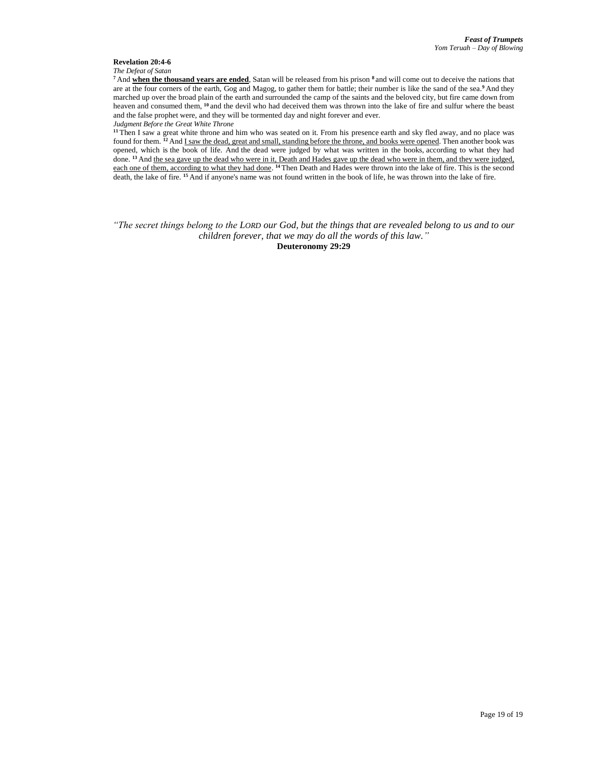**Revelation 20:4-6**

*The Defeat of Satan*

[7] And **<u>when the thousand years are ended</u>**, Satan will be released from his prison [8] and will come out to deceive the nations that are at the four corners of the earth, Gog and Magog, to gather them for battle; their number is like the sand of the sea.[9] And they marched up over the broad plain of the earth and surrounded the camp of the saints and the beloved city, but fire came down from heaven and consumed them, [10] and the devil who had deceived them was thrown into the lake of fire and sulfur where the beast and the false prophet were, and they will be tormented day and night forever and ever.

*Judgment Before the Great White Throne*

[11] Then I saw a great white throne and him who was seated on it. From his presence earth and sky fled away, and no place was found for them. [12] And <u>I saw the dead, great and small, standing before the throne, and books were opened</u>. Then another book was opened, which is the book of life. And the dead were judged by what was written in the books, according to what they had done. [13] And <u>the sea gave up the dead who were in it, Death and Hades gave up the dead who were in them, and they were judged, each one of them, according to what they had done</u>. [14] Then Death and Hades were thrown into the lake of fire. This is the second death, the lake of fire. [15] And if anyone's name was not found written in the book of life, he was thrown into the lake of fire.

*"The secret things belong to the LORD our God, but the things that are revealed belong to us and to our children forever, that we may do all the words of this law."*

**Deuteronomy 29:29**